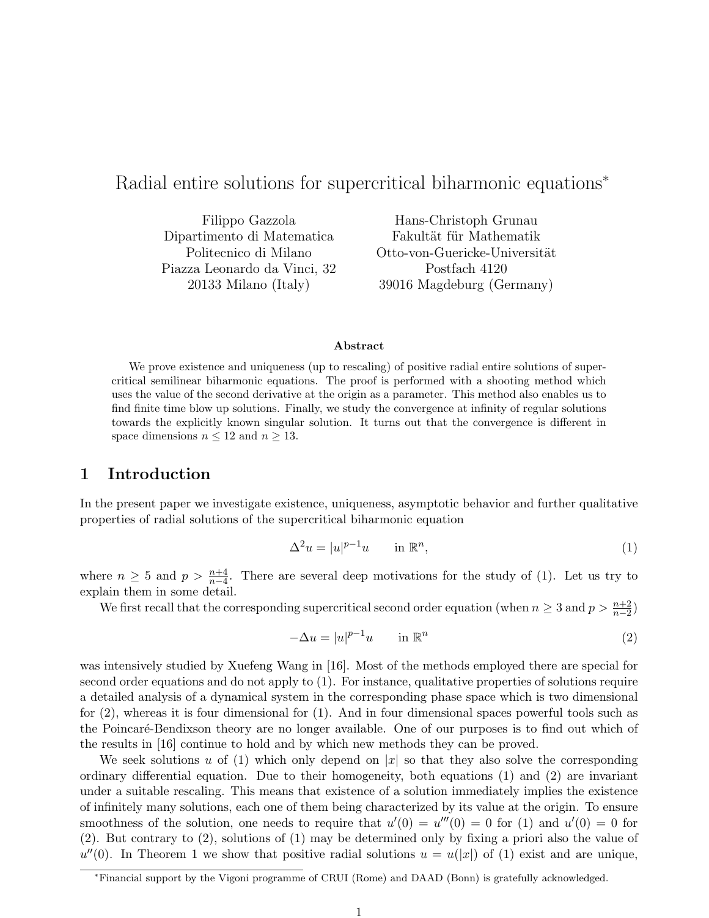# Radial entire solutions for supercritical biharmonic equations*

Filippo Gazzola
Dipartimento di Matematica
Politecnico di Milano
Piazza Leonardo da Vinci, 32
20133 Milano (Italy)

Hans-Christoph Grunau
Fakultät für Mathematik
Otto-von-Guericke-Universität
Postfach 4120
39016 Magdeburg (Germany)

### Abstract

We prove existence and uniqueness (up to rescaling) of positive radial entire solutions of supercritical semilinear biharmonic equations. The proof is performed with a shooting method which uses the value of the second derivative at the origin as a parameter. This method also enables us to find finite time blow up solutions. Finally, we study the convergence at infinity of regular solutions towards the explicitly known singular solution. It turns out that the convergence is different in space dimensions $n \leq 12$ and $n \geq 13$.

## 1 Introduction

In the present paper we investigate existence, uniqueness, asymptotic behavior and further qualitative properties of radial solutions of the supercritical biharmonic equation

$$\Delta^2 u = |u|^{p-1}u \qquad \text{in } \mathbb{R}^n, \tag{1}$$

where $n \geq 5$ and $p > \frac{n+4}{n-4}$. There are several deep motivations for the study of (1). Let us try to explain them in some detail.

We first recall that the corresponding supercritical second order equation (when $n \geq 3$ and $p > \frac{n+2}{n-2}$)

$$-\Delta u = |u|^{p-1}u \qquad \text{in } \mathbb{R}^n \tag{2}$$

was intensively studied by Xuefeng Wang in [16]. Most of the methods employed there are special for second order equations and do not apply to (1). For instance, qualitative properties of solutions require a detailed analysis of a dynamical system in the corresponding phase space which is two dimensional for (2), whereas it is four dimensional for (1). And in four dimensional spaces powerful tools such as the Poincaré-Bendixson theory are no longer available. One of our purposes is to find out which of the results in [16] continue to hold and by which new methods they can be proved.

We seek solutions $u$ of (1) which only depend on $|x|$ so that they also solve the corresponding ordinary differential equation. Due to their homogeneity, both equations (1) and (2) are invariant under a suitable rescaling. This means that existence of a solution immediately implies the existence of infinitely many solutions, each one of them being characterized by its value at the origin. To ensure smoothness of the solution, one needs to require that $u'(0) = u'''(0) = 0$ for (1) and $u'(0) = 0$ for (2). But contrary to (2), solutions of (1) may be determined only by fixing a priori also the value of $u''(0)$. In Theorem 1 we show that positive radial solutions $u = u(|x|)$ of (1) exist and are unique,

*Financial support by the Vigoni programme of CRUI (Rome) and DAAD (Bonn) is gratefully acknowledged.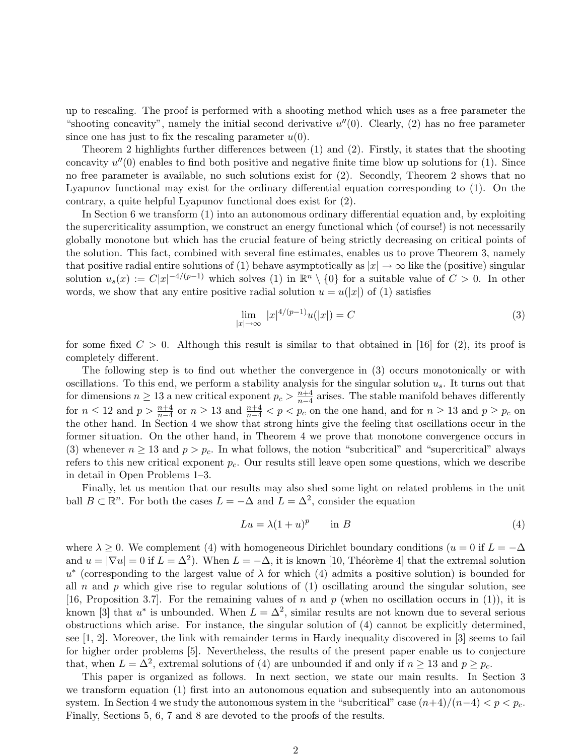up to rescaling. The proof is performed with a shooting method which uses as a free parameter the "shooting concavity", namely the initial second derivative $u''(0)$. Clearly, (2) has no free parameter since one has just to fix the rescaling parameter $u(0)$.

Theorem 2 highlights further differences between (1) and (2). Firstly, it states that the shooting concavity $u''(0)$ enables to find both positive and negative finite time blow up solutions for (1). Since no free parameter is available, no such solutions exist for (2). Secondly, Theorem 2 shows that no Lyapunov functional may exist for the ordinary differential equation corresponding to (1). On the contrary, a quite helpful Lyapunov functional does exist for (2).

In Section 6 we transform (1) into an autonomous ordinary differential equation and, by exploiting the supercriticality assumption, we construct an energy functional which (of course!) is not necessarily globally monotone but which has the crucial feature of being strictly decreasing on critical points of the solution. This fact, combined with several fine estimates, enables us to prove Theorem 3, namely that positive radial entire solutions of (1) behave asymptotically as $|x| \to \infty$ like the (positive) singular solution $u_s(x) := C|x|^{-4/(p-1)}$ which solves (1) in $\mathbb{R}^n \setminus \{0\}$ for a suitable value of $C > 0$. In other words, we show that any entire positive radial solution $u = u(|x|)$ of (1) satisfies

$$\lim_{|x|\to\infty} |x|^{4/(p-1)} u(|x|) = C \tag{3}$$

for some fixed $C > 0$. Although this result is similar to that obtained in [16] for (2), its proof is completely different.

The following step is to find out whether the convergence in (3) occurs monotonically or with oscillations. To this end, we perform a stability analysis for the singular solution $u_s$. It turns out that for dimensions $n \geq 13$ a new critical exponent $p_c > \frac{n+4}{n-4}$ arises. The stable manifold behaves differently for $n \leq 12$ and $p > \frac{n+4}{n-4}$ or $n \geq 13$ and $\frac{n+4}{n-4} < p < p_c$ on the one hand, and for $n \geq 13$ and $p \geq p_c$ on the other hand. In Section 4 we show that strong hints give the feeling that oscillations occur in the former situation. On the other hand, in Theorem 4 we prove that monotone convergence occurs in (3) whenever $n \geq 13$ and $p > p_c$. In what follows, the notion "subcritical" and "supercritical" always refers to this new critical exponent $p_c$. Our results still leave open some questions, which we describe in detail in Open Problems 1–3.

Finally, let us mention that our results may also shed some light on related problems in the unit ball $B \subset \mathbb{R}^n$. For both the cases $L = -\Delta$ and $L = \Delta^2$, consider the equation

$$Lu = \lambda(1 + u)^p \qquad \text{in } B \tag{4}$$

where $\lambda \geq 0$. We complement (4) with homogeneous Dirichlet boundary conditions ($u = 0$ if $L = -\Delta$ and $u = |\nabla u| = 0$ if $L = \Delta^2$). When $L = -\Delta$, it is known [10, Théorème 4] that the extremal solution $u^*$ (corresponding to the largest value of $\lambda$ for which (4) admits a positive solution) is bounded for all $n$ and $p$ which give rise to regular solutions of (1) oscillating around the singular solution, see [16, Proposition 3.7]. For the remaining values of $n$ and $p$ (when no oscillation occurs in (1)), it is known [3] that $u^*$ is unbounded. When $L = \Delta^2$, similar results are not known due to several serious obstructions which arise. For instance, the singular solution of (4) cannot be explicitly determined, see [1, 2]. Moreover, the link with remainder terms in Hardy inequality discovered in [3] seems to fail for higher order problems [5]. Nevertheless, the results of the present paper enable us to conjecture that, when $L = \Delta^2$, extremal solutions of (4) are unbounded if and only if $n \geq 13$ and $p \geq p_c$.

This paper is organized as follows. In next section, we state our main results. In Section 3 we transform equation (1) first into an autonomous equation and subsequently into an autonomous system. In Section 4 we study the autonomous system in the "subcritical" case $(n+4)/(n-4) < p < p_c$. Finally, Sections 5, 6, 7 and 8 are devoted to the proofs of the results.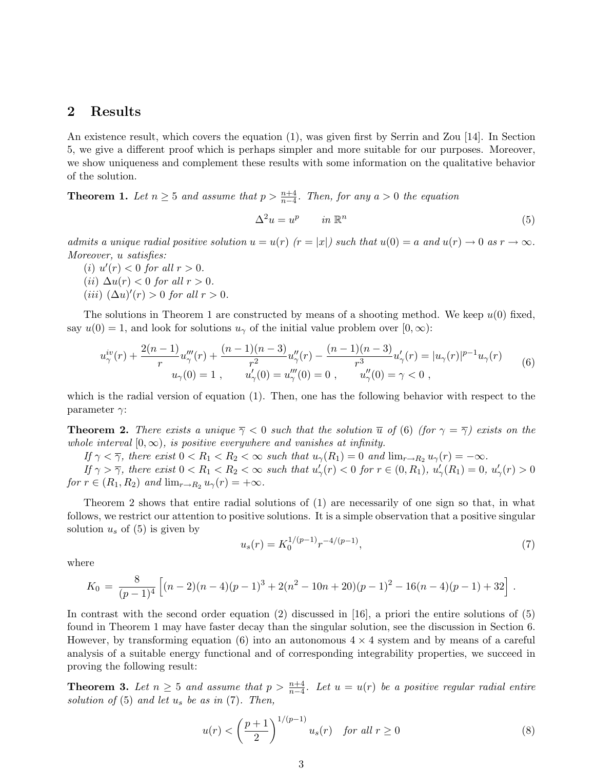## 2 Results

An existence result, which covers the equation (1), was given first by Serrin and Zou [14]. In Section 5, we give a different proof which is perhaps simpler and more suitable for our purposes. Moreover, we show uniqueness and complement these results with some information on the qualitative behavior of the solution.

**Theorem 1.** *Let $n \geq 5$ and assume that $p > \frac{n+4}{n-4}$. Then, for any $a > 0$ the equation*

$$\Delta^2 u = u^p \qquad \text{in } \mathbb{R}^n \tag{5}$$

*admits a unique radial positive solution $u = u(r)$ ($r = |x|$) such that $u(0) = a$ and $u(r) \to 0$ as $r \to \infty$. Moreover, $u$ satisfies:*
*(i) $u'(r) < 0$ for all $r > 0$.*
*(ii) $\Delta u(r) < 0$ for all $r > 0$.*
*(iii) $(\Delta u)'(r) > 0$ for all $r > 0$.*

The solutions in Theorem 1 are constructed by means of a shooting method. We keep $u(0)$ fixed, say $u(0) = 1$, and look for solutions $u_\gamma$ of the initial value problem over $[0, \infty)$:

$$\begin{gathered} u_\gamma^{iv}(r) + \frac{2(n-1)}{r} u_\gamma'''(r) + \frac{(n-1)(n-3)}{r^2} u_\gamma''(r) - \frac{(n-1)(n-3)}{r^3} u_\gamma'(r) = |u_\gamma(r)|^{p-1} u_\gamma(r) \\ u_\gamma(0) = 1 \ , \qquad u_\gamma'(0) = u_\gamma'''(0) = 0 \ , \qquad u_\gamma''(0) = \gamma < 0 \ , \end{gathered} \tag{6}$$

which is the radial version of equation (1). Then, one has the following behavior with respect to the parameter $\gamma$:

**Theorem 2.** *There exists a unique $\overline{\gamma} < 0$ such that the solution $\overline{u}$ of (6) (for $\gamma = \overline{\gamma}$) exists on the whole interval $[0, \infty)$, is positive everywhere and vanishes at infinity.*
*If $\gamma < \overline{\gamma}$, there exist $0 < R_1 < R_2 < \infty$ such that $u_\gamma(R_1) = 0$ and $\lim_{r \to R_2} u_\gamma(r) = -\infty$.*
*If $\gamma > \overline{\gamma}$, there exist $0 < R_1 < R_2 < \infty$ such that $u_\gamma'(r) < 0$ for $r \in (0, R_1)$, $u_\gamma'(R_1) = 0$, $u_\gamma'(r) > 0$ for $r \in (R_1, R_2)$ and $\lim_{r \to R_2} u_\gamma(r) = +\infty$.*

Theorem 2 shows that entire radial solutions of (1) are necessarily of one sign so that, in what follows, we restrict our attention to positive solutions. It is a simple observation that a positive singular solution $u_s$ of (5) is given by

$$u_s(r) = K_0^{1/(p-1)} r^{-4/(p-1)}, \tag{7}$$

where

$$K_0 \, = \, \frac{8}{(p-1)^4} \left[ (n-2)(n-4)(p-1)^3 + 2(n^2 - 10n + 20)(p-1)^2 - 16(n-4)(p-1) + 32 \right] .$$

In contrast with the second order equation (2) discussed in [16], a priori the entire solutions of (5) found in Theorem 1 may have faster decay than the singular solution, see the discussion in Section 6. However, by transforming equation (6) into an autonomous $4 \times 4$ system and by means of a careful analysis of a suitable energy functional and of corresponding integrability properties, we succeed in proving the following result:

**Theorem 3.** *Let $n \geq 5$ and assume that $p > \frac{n+4}{n-4}$. Let $u = u(r)$ be a positive regular radial entire solution of (5) and let $u_s$ be as in (7). Then,*

$$u(r) < \left( \frac{p+1}{2} \right)^{1/(p-1)} u_s(r) \quad \text{for all } r \geq 0 \tag{8}$$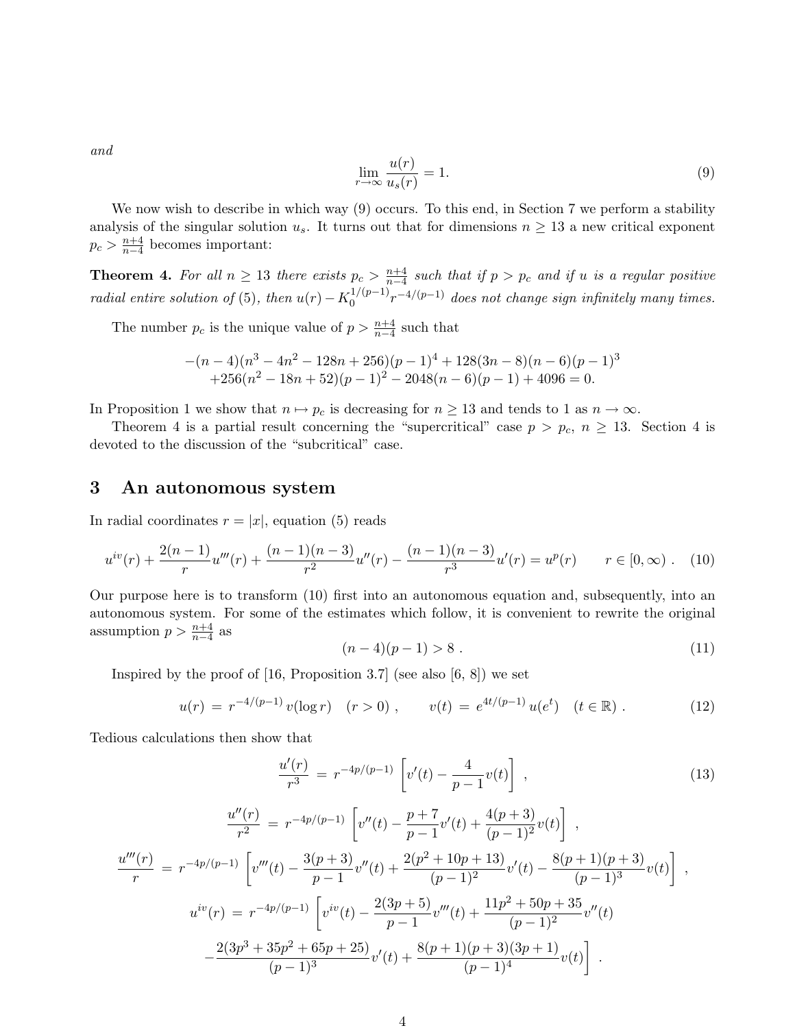and

$$\lim_{r\to\infty} \frac{u(r)}{u_s(r)} = 1. \tag{9}$$

We now wish to describe in which way (9) occurs. To this end, in Section 7 we perform a stability analysis of the singular solution $u_s$. It turns out that for dimensions $n \geq 13$ a new critical exponent $p_c > \frac{n+4}{n-4}$ becomes important:

**Theorem 4.** *For all $n \geq 13$ there exists $p_c > \frac{n+4}{n-4}$ such that if $p > p_c$ and if $u$ is a regular positive radial entire solution of (5), then $u(r) - K_0^{1/(p-1)} r^{-4/(p-1)}$ does not change sign infinitely many times.*

The number $p_c$ is the unique value of $p > \frac{n+4}{n-4}$ such that

$$\begin{aligned}
&-(n-4)(n^3-4n^2-128n+256)(p-1)^4 + 128(3n-8)(n-6)(p-1)^3 \\
&+256(n^2-18n+52)(p-1)^2 - 2048(n-6)(p-1) + 4096 = 0.
\end{aligned}$$

In Proposition 1 we show that $n \mapsto p_c$ is decreasing for $n \geq 13$ and tends to 1 as $n \to \infty$.

Theorem 4 is a partial result concerning the "supercritical" case $p > p_c$, $n \geq 13$. Section 4 is devoted to the discussion of the "subcritical" case.

# 3 An autonomous system

In radial coordinates $r = |x|$, equation (5) reads

$$u^{iv}(r) + \frac{2(n-1)}{r}u'''(r) + \frac{(n-1)(n-3)}{r^2}u''(r) - \frac{(n-1)(n-3)}{r^3}u'(r) = u^p(r) \qquad r \in [0,\infty)\ . \tag{10}$$

Our purpose here is to transform (10) first into an autonomous equation and, subsequently, into an autonomous system. For some of the estimates which follow, it is convenient to rewrite the original assumption $p > \frac{n+4}{n-4}$ as

$$(n-4)(p-1) > 8\ . \tag{11}$$

Inspired by the proof of [16, Proposition 3.7] (see also [6, 8]) we set

$$u(r) \ = \ r^{-4/(p-1)}\, v(\log r) \quad (r > 0)\ , \qquad v(t) \ = \ e^{4t/(p-1)}\, u(e^t) \quad (t \in \mathbb{R})\ . \tag{12}$$

Tedious calculations then show that

$$\frac{u'(r)}{r^3} \ = \ r^{-4p/(p-1)} \left[ v'(t) - \frac{4}{p-1}v(t) \right]\ , \tag{13}$$

$$\frac{u''(r)}{r^2} \ = \ r^{-4p/(p-1)} \left[ v''(t) - \frac{p+7}{p-1}v'(t) + \frac{4(p+3)}{(p-1)^2}v(t) \right]\ ,$$

$$\frac{u'''(r)}{r} \ = \ r^{-4p/(p-1)} \left[ v'''(t) - \frac{3(p+3)}{p-1}v''(t) + \frac{2(p^2+10p+13)}{(p-1)^2}v'(t) - \frac{8(p+1)(p+3)}{(p-1)^3}v(t) \right]\ ,$$

$$\begin{aligned}
u^{iv}(r) \ = \ r^{-4p/(p-1)} \Bigg[ & v^{iv}(t) - \frac{2(3p+5)}{p-1}v'''(t) + \frac{11p^2+50p+35}{(p-1)^2}v''(t) \\
& - \frac{2(3p^3+35p^2+65p+25)}{(p-1)^3}v'(t) + \frac{8(p+1)(p+3)(3p+1)}{(p-1)^4}v(t) \Bigg]\ .
\end{aligned}$$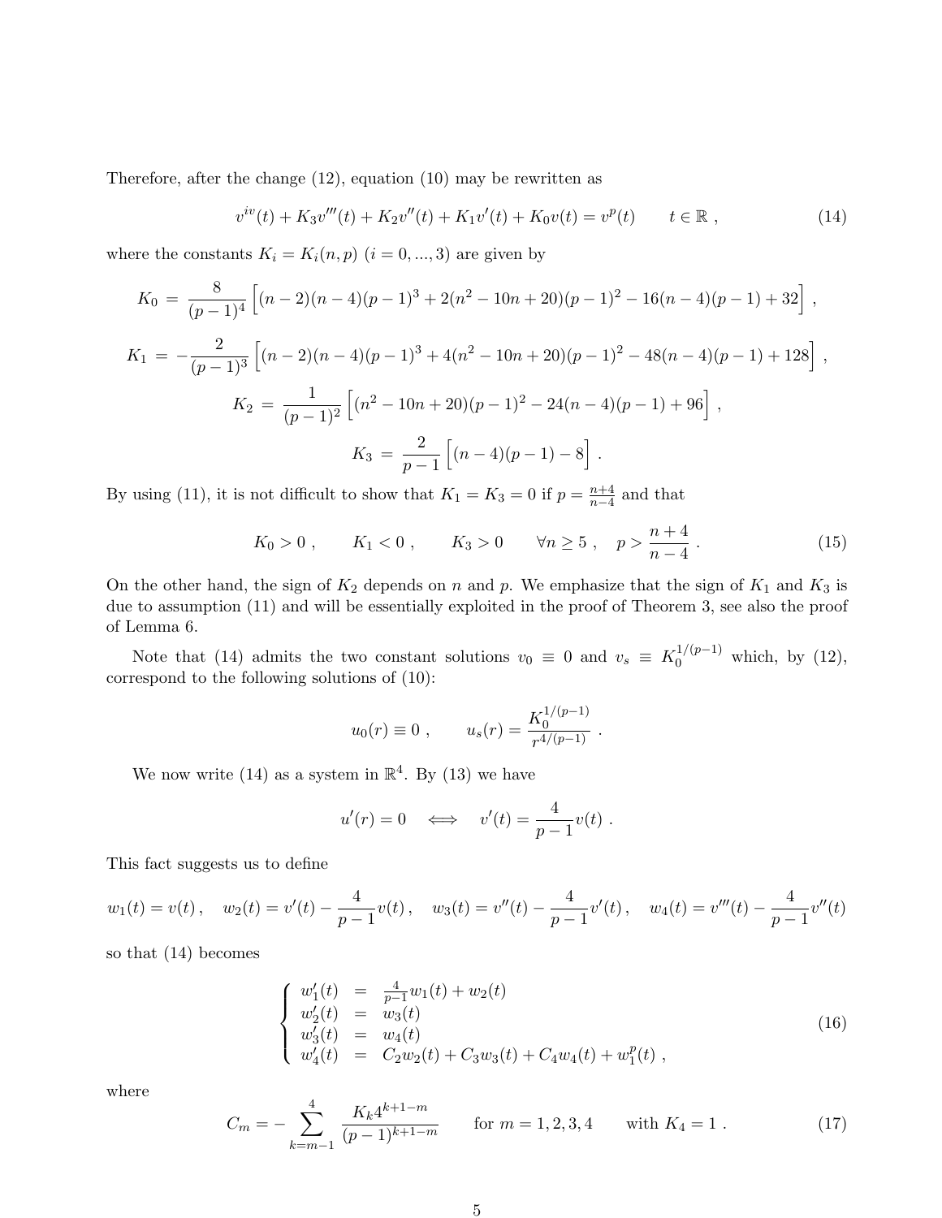Therefore, after the change (12), equation (10) may be rewritten as

$$v^{iv}(t) + K_3 v'''(t) + K_2 v''(t) + K_1 v'(t) + K_0 v(t) = v^p(t) \qquad t \in \mathbb{R} \ , \tag{14}$$

where the constants $K_i = K_i(n,p)$ $(i = 0, ..., 3)$ are given by

$$K_0 = \frac{8}{(p-1)^4}\Big[(n-2)(n-4)(p-1)^3 + 2(n^2-10n+20)(p-1)^2 - 16(n-4)(p-1) + 32\Big] \ ,$$

$$K_1 = -\frac{2}{(p-1)^3}\Big[(n-2)(n-4)(p-1)^3 + 4(n^2-10n+20)(p-1)^2 - 48(n-4)(p-1) + 128\Big] \ ,$$

$$K_2 = \frac{1}{(p-1)^2}\Big[(n^2-10n+20)(p-1)^2 - 24(n-4)(p-1) + 96\Big] \ ,$$

$$K_3 = \frac{2}{p-1}\Big[(n-4)(p-1) - 8\Big] \ .$$

By using (11), it is not difficult to show that $K_1 = K_3 = 0$ if $p = \frac{n+4}{n-4}$ and that

$$K_0 > 0 \ , \qquad K_1 < 0 \ , \qquad K_3 > 0 \qquad \forall n \geq 5 \ , \quad p > \frac{n+4}{n-4} \ . \tag{15}$$

On the other hand, the sign of $K_2$ depends on $n$ and $p$. We emphasize that the sign of $K_1$ and $K_3$ is due to assumption (11) and will be essentially exploited in the proof of Theorem 3, see also the proof of Lemma 6.

Note that (14) admits the two constant solutions $v_0 \equiv 0$ and $v_s \equiv K_0^{1/(p-1)}$ which, by (12), correspond to the following solutions of (10):

$$u_0(r) \equiv 0 \ , \qquad u_s(r) = \frac{K_0^{1/(p-1)}}{r^{4/(p-1)}} \ .$$

We now write (14) as a system in $\mathbb{R}^4$. By (13) we have

$$u'(r) = 0 \quad \Longleftrightarrow \quad v'(t) = \frac{4}{p-1} v(t) \ .$$

This fact suggests us to define

$$w_1(t) = v(t) \, , \quad w_2(t) = v'(t) - \frac{4}{p-1}v(t) \, , \quad w_3(t) = v''(t) - \frac{4}{p-1}v'(t) \, , \quad w_4(t) = v'''(t) - \frac{4}{p-1}v''(t)$$

so that (14) becomes

$$\left\{ \begin{array}{rcl} w_1'(t) & = & \frac{4}{p-1} w_1(t) + w_2(t) \\ w_2'(t) & = & w_3(t) \\ w_3'(t) & = & w_4(t) \\ w_4'(t) & = & C_2 w_2(t) + C_3 w_3(t) + C_4 w_4(t) + w_1^p(t) \ , \end{array} \right. \tag{16}$$

where

$$C_m = -\sum_{k=m-1}^{4} \frac{K_k 4^{k+1-m}}{(p-1)^{k+1-m}} \qquad \text{for } m = 1,2,3,4 \qquad \text{with } K_4 = 1 \ . \tag{17}$$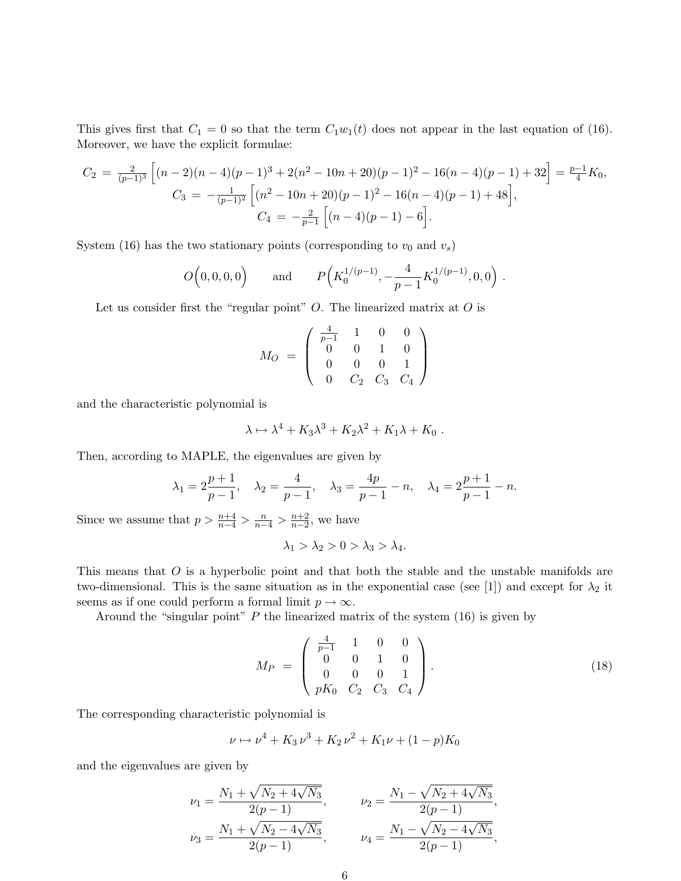This gives first that $C_1 = 0$ so that the term $C_1 w_1(t)$ does not appear in the last equation of (16). Moreover, we have the explicit formulae:

$$
\begin{aligned}
C_2 &= \tfrac{2}{(p-1)^3}\Big[(n-2)(n-4)(p-1)^3 + 2(n^2-10n+20)(p-1)^2 - 16(n-4)(p-1) + 32\Big] = \tfrac{p-1}{4}K_0,\\
C_3 &= -\tfrac{1}{(p-1)^2}\Big[(n^2-10n+20)(p-1)^2 - 16(n-4)(p-1) + 48\Big],\\
C_4 &= -\tfrac{2}{p-1}\Big[(n-4)(p-1) - 6\Big].
\end{aligned}
$$

System (16) has the two stationary points (corresponding to $v_0$ and $v_s$)

$$
O\Big(0,0,0,0\Big) \qquad \text{and} \qquad P\Big(K_0^{1/(p-1)}, -\frac{4}{p-1}K_0^{1/(p-1)}, 0, 0\Big) .
$$

Let us consider first the "regular point" $O$. The linearized matrix at $O$ is

$$
M_O = \begin{pmatrix} \frac{4}{p-1} & 1 & 0 & 0 \\ 0 & 0 & 1 & 0 \\ 0 & 0 & 0 & 1 \\ 0 & C_2 & C_3 & C_4 \end{pmatrix}
$$

and the characteristic polynomial is

$$
\lambda \mapsto \lambda^4 + K_3\lambda^3 + K_2\lambda^2 + K_1\lambda + K_0 \ .
$$

Then, according to MAPLE, the eigenvalues are given by

$$
\lambda_1 = 2\frac{p+1}{p-1}, \quad \lambda_2 = \frac{4}{p-1}, \quad \lambda_3 = \frac{4p}{p-1} - n, \quad \lambda_4 = 2\frac{p+1}{p-1} - n.
$$

Since we assume that $p > \frac{n+4}{n-4} > \frac{n}{n-4} > \frac{n+2}{n-2}$, we have

$$
\lambda_1 > \lambda_2 > 0 > \lambda_3 > \lambda_4.
$$

This means that $O$ is a hyperbolic point and that both the stable and the unstable manifolds are two-dimensional. This is the same situation as in the exponential case (see [1]) and except for $\lambda_2$ it seems as if one could perform a formal limit $p \to \infty$.

Around the "singular point" $P$ the linearized matrix of the system (16) is given by

$$
M_P = \begin{pmatrix} \frac{4}{p-1} & 1 & 0 & 0 \\ 0 & 0 & 1 & 0 \\ 0 & 0 & 0 & 1 \\ pK_0 & C_2 & C_3 & C_4 \end{pmatrix}. \tag{18}
$$

The corresponding characteristic polynomial is

$$
\nu \mapsto \nu^4 + K_3\,\nu^3 + K_2\,\nu^2 + K_1\nu + (1-p)K_0
$$

and the eigenvalues are given by

$$
\nu_1 = \frac{N_1 + \sqrt{N_2 + 4\sqrt{N_3}}}{2(p-1)}, \qquad \nu_2 = \frac{N_1 - \sqrt{N_2 + 4\sqrt{N_3}}}{2(p-1)},
$$

$$
\nu_3 = \frac{N_1 + \sqrt{N_2 - 4\sqrt{N_3}}}{2(p-1)}, \qquad \nu_4 = \frac{N_1 - \sqrt{N_2 - 4\sqrt{N_3}}}{2(p-1)},
$$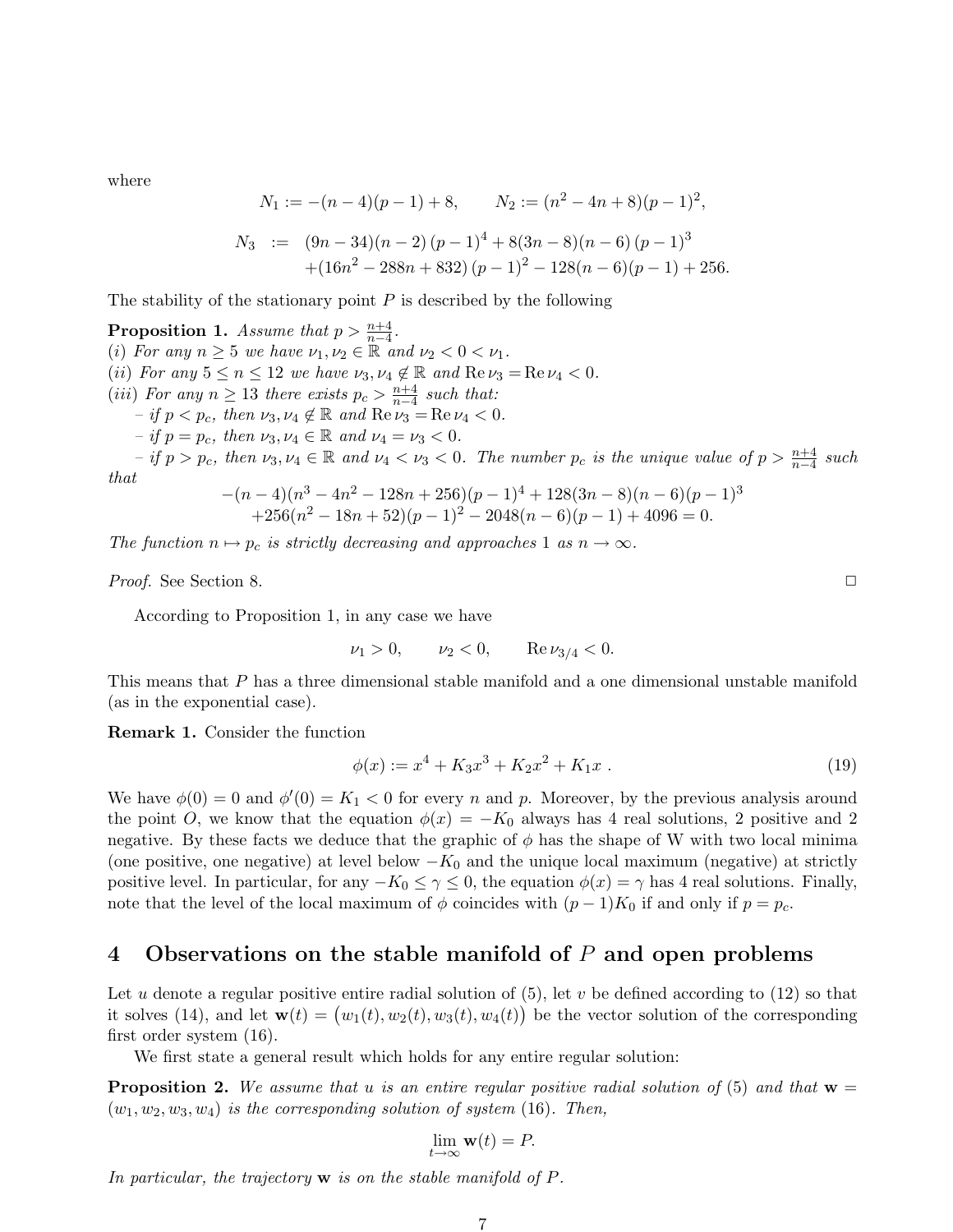where

$$N_1 := -(n-4)(p-1)+8, \qquad N_2 := (n^2-4n+8)(p-1)^2,$$

$$\begin{aligned} N_3 \;:=\; & (9n-34)(n-2)\,(p-1)^4 + 8(3n-8)(n-6)\,(p-1)^3 \\ & +(16n^2-288n+832)\,(p-1)^2 - 128(n-6)(p-1)+256. \end{aligned}$$

The stability of the stationary point $P$ is described by the following

**Proposition 1.** *Assume that $p > \frac{n+4}{n-4}$.*
*(i) For any $n \geq 5$ we have $\nu_1, \nu_2 \in \mathbb{R}$ and $\nu_2 < 0 < \nu_1$.*
*(ii) For any $5 \leq n \leq 12$ we have $\nu_3, \nu_4 \notin \mathbb{R}$ and $\operatorname{Re}\nu_3 = \operatorname{Re}\nu_4 < 0$.*
*(iii) For any $n \geq 13$ there exists $p_c > \frac{n+4}{n-4}$ such that:*
*– if $p < p_c$, then $\nu_3, \nu_4 \notin \mathbb{R}$ and $\operatorname{Re}\nu_3 = \operatorname{Re}\nu_4 < 0$.*
*– if $p = p_c$, then $\nu_3, \nu_4 \in \mathbb{R}$ and $\nu_4 = \nu_3 < 0$.*
*– if $p > p_c$, then $\nu_3, \nu_4 \in \mathbb{R}$ and $\nu_4 < \nu_3 < 0$. The number $p_c$ is the unique value of $p > \frac{n+4}{n-4}$ such that*

$$\begin{aligned} & -(n-4)(n^3-4n^2-128n+256)(p-1)^4 + 128(3n-8)(n-6)(p-1)^3 \\ & +256(n^2-18n+52)(p-1)^2 - 2048(n-6)(p-1) + 4096 = 0. \end{aligned}$$

*The function $n \mapsto p_c$ is strictly decreasing and approaches 1 as $n \to \infty$.*

*Proof.* See Section 8. □

According to Proposition 1, in any case we have

$$\nu_1 > 0, \qquad \nu_2 < 0, \qquad \operatorname{Re}\nu_{3/4} < 0.$$

This means that $P$ has a three dimensional stable manifold and a one dimensional unstable manifold (as in the exponential case).

**Remark 1.** Consider the function

$$\phi(x) := x^4 + K_3x^3 + K_2x^2 + K_1x\;. \tag{19}$$

We have $\phi(0) = 0$ and $\phi'(0) = K_1 < 0$ for every $n$ and $p$. Moreover, by the previous analysis around the point $O$, we know that the equation $\phi(x) = -K_0$ always has 4 real solutions, 2 positive and 2 negative. By these facts we deduce that the graphic of $\phi$ has the shape of W with two local minima (one positive, one negative) at level below $-K_0$ and the unique local maximum (negative) at strictly positive level. In particular, for any $-K_0 \leq \gamma \leq 0$, the equation $\phi(x) = \gamma$ has 4 real solutions. Finally, note that the level of the local maximum of $\phi$ coincides with $(p-1)K_0$ if and only if $p = p_c$.

## 4 Observations on the stable manifold of $P$ and open problems

Let $u$ denote a regular positive entire radial solution of (5), let $v$ be defined according to (12) so that it solves (14), and let $\mathbf{w}(t) = \big(w_1(t), w_2(t), w_3(t), w_4(t)\big)$ be the vector solution of the corresponding first order system (16).

We first state a general result which holds for any entire regular solution:

**Proposition 2.** *We assume that $u$ is an entire regular positive radial solution of (5) and that $\mathbf{w} = (w_1, w_2, w_3, w_4)$ is the corresponding solution of system (16). Then,*

$$\lim_{t\to\infty} \mathbf{w}(t) = P.$$

*In particular, the trajectory $\mathbf{w}$ is on the stable manifold of $P$.*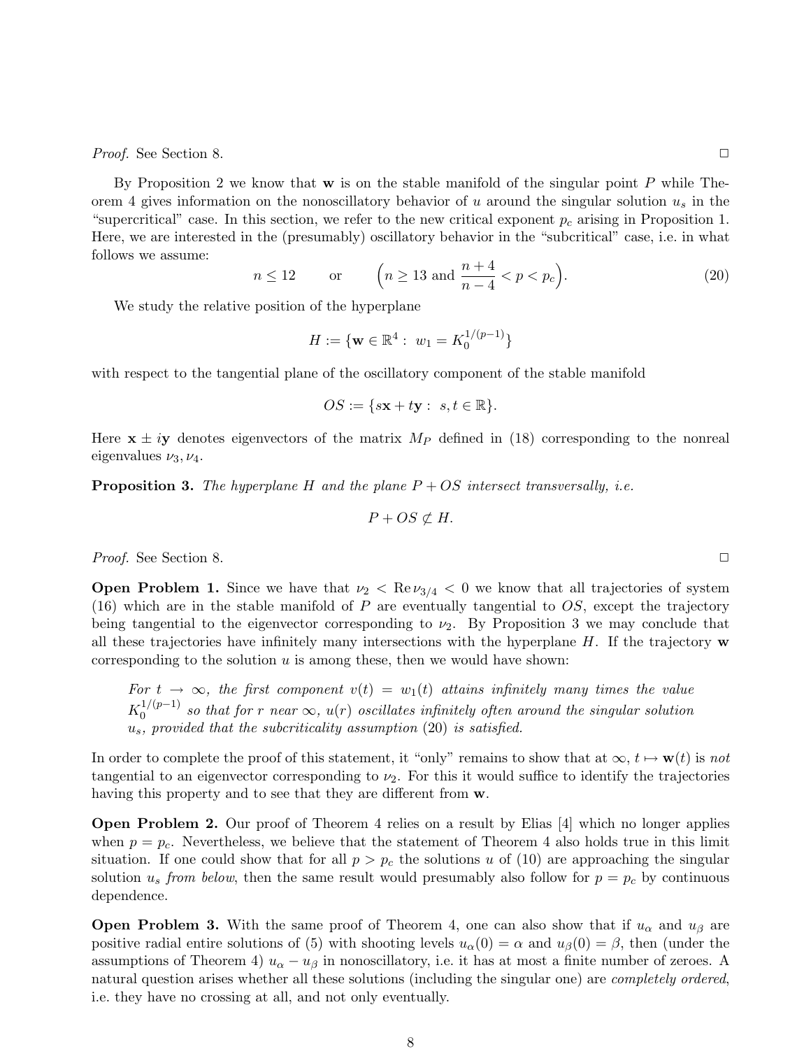*Proof.* See Section 8. □

By Proposition 2 we know that $\mathbf{w}$ is on the stable manifold of the singular point $P$ while Theorem 4 gives information on the nonoscillatory behavior of $u$ around the singular solution $u_s$ in the "supercritical" case. In this section, we refer to the new critical exponent $p_c$ arising in Proposition 1. Here, we are interested in the (presumably) oscillatory behavior in the "subcritical" case, i.e. in what follows we assume:

$$n \leq 12 \qquad \text{or} \qquad \Big(n \geq 13 \text{ and } \frac{n+4}{n-4} < p < p_c\Big). \tag{20}$$

We study the relative position of the hyperplane

$$H := \{\mathbf{w} \in \mathbb{R}^4 : \ w_1 = K_0^{1/(p-1)}\}$$

with respect to the tangential plane of the oscillatory component of the stable manifold

$$OS := \{s\mathbf{x} + t\mathbf{y} : \ s,t \in \mathbb{R}\}.$$

Here $\mathbf{x} \pm i\mathbf{y}$ denotes eigenvectors of the matrix $M_P$ defined in (18) corresponding to the nonreal eigenvalues $\nu_3, \nu_4$.

**Proposition 3.** *The hyperplane $H$ and the plane $P + OS$ intersect transversally, i.e.*

$$P + OS \not\subset H.$$

*Proof.* See Section 8. □

**Open Problem 1.** Since we have that $\nu_2 < \operatorname{Re}\nu_{3/4} < 0$ we know that all trajectories of system (16) which are in the stable manifold of $P$ are eventually tangential to $OS$, except the trajectory being tangential to the eigenvector corresponding to $\nu_2$. By Proposition 3 we may conclude that all these trajectories have infinitely many intersections with the hyperplane $H$. If the trajectory $\mathbf{w}$ corresponding to the solution $u$ is among these, then we would have shown:

> *For $t \to \infty$, the first component $v(t) = w_1(t)$ attains infinitely many times the value $K_0^{1/(p-1)}$ so that for $r$ near $\infty$, $u(r)$ oscillates infinitely often around the singular solution $u_s$, provided that the subcriticality assumption (20) is satisfied.*

In order to complete the proof of this statement, it "only" remains to show that at $\infty$, $t \mapsto \mathbf{w}(t)$ is *not* tangential to an eigenvector corresponding to $\nu_2$. For this it would suffice to identify the trajectories having this property and to see that they are different from $\mathbf{w}$.

**Open Problem 2.** Our proof of Theorem 4 relies on a result by Elias [4] which no longer applies when $p = p_c$. Nevertheless, we believe that the statement of Theorem 4 also holds true in this limit situation. If one could show that for all $p > p_c$ the solutions $u$ of (10) are approaching the singular solution $u_s$ *from below*, then the same result would presumably also follow for $p = p_c$ by continuous dependence.

**Open Problem 3.** With the same proof of Theorem 4, one can also show that if $u_\alpha$ and $u_\beta$ are positive radial entire solutions of (5) with shooting levels $u_\alpha(0) = \alpha$ and $u_\beta(0) = \beta$, then (under the assumptions of Theorem 4) $u_\alpha - u_\beta$ in nonoscillatory, i.e. it has at most a finite number of zeroes. A natural question arises whether all these solutions (including the singular one) are *completely ordered*, i.e. they have no crossing at all, and not only eventually.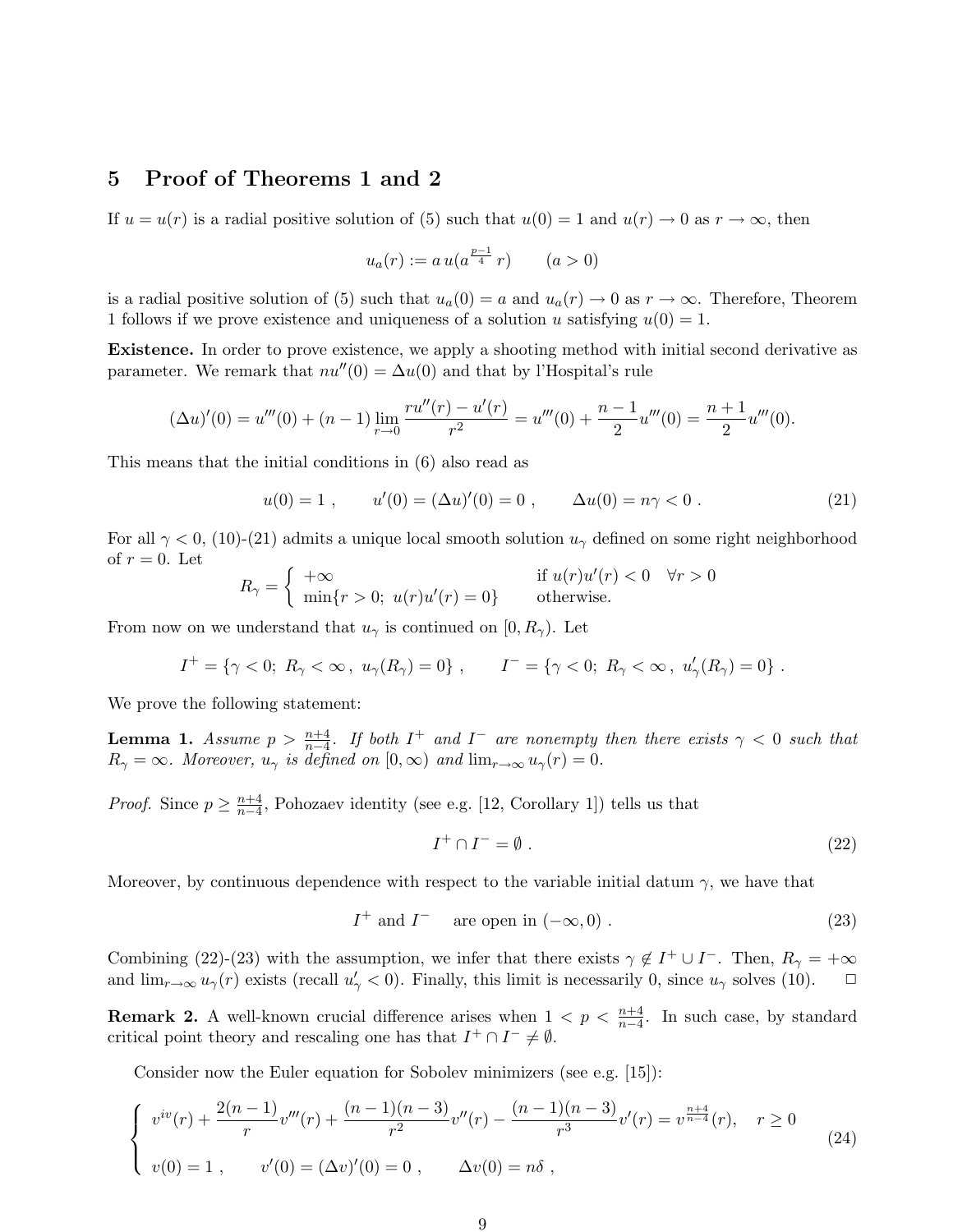## 5 Proof of Theorems 1 and 2

If $u = u(r)$ is a radial positive solution of (5) such that $u(0) = 1$ and $u(r) \to 0$ as $r \to \infty$, then

$$u_a(r) := a\, u(a^{\frac{p-1}{4}}\, r) \qquad (a > 0)$$

is a radial positive solution of (5) such that $u_a(0) = a$ and $u_a(r) \to 0$ as $r \to \infty$. Therefore, Theorem 1 follows if we prove existence and uniqueness of a solution $u$ satisfying $u(0) = 1$.

**Existence.** In order to prove existence, we apply a shooting method with initial second derivative as parameter. We remark that $nu''(0) = \Delta u(0)$ and that by l'Hospital's rule

$$(\Delta u)'(0) = u'''(0) + (n-1) \lim_{r\to 0} \frac{ru''(r) - u'(r)}{r^2} = u'''(0) + \frac{n-1}{2} u'''(0) = \frac{n+1}{2} u'''(0).$$

This means that the initial conditions in (6) also read as

$$u(0) = 1\ , \qquad u'(0) = (\Delta u)'(0) = 0\ , \qquad \Delta u(0) = n\gamma < 0\ . \tag{21}$$

For all $\gamma < 0$, (10)-(21) admits a unique local smooth solution $u_\gamma$ defined on some right neighborhood of $r = 0$. Let

$$R_\gamma = \begin{cases} +\infty & \text{if } u(r)u'(r) < 0 \quad \forall r > 0 \\ \min\{r > 0;\ u(r)u'(r) = 0\} & \text{otherwise.} \end{cases}$$

From now on we understand that $u_\gamma$ is continued on $[0, R_\gamma)$. Let

$$I^+ = \{\gamma < 0;\ R_\gamma < \infty\,,\ u_\gamma(R_\gamma) = 0\}\ , \qquad I^- = \{\gamma < 0;\ R_\gamma < \infty\,,\ u'_\gamma(R_\gamma) = 0\}\ .$$

We prove the following statement:

**Lemma 1.** *Assume $p > \frac{n+4}{n-4}$. If both $I^+$ and $I^-$ are nonempty then there exists $\gamma < 0$ such that $R_\gamma = \infty$. Moreover, $u_\gamma$ is defined on $[0, \infty)$ and $\lim_{r\to\infty} u_\gamma(r) = 0$.*

*Proof.* Since $p \geq \frac{n+4}{n-4}$, Pohozaev identity (see e.g. [12, Corollary 1]) tells us that

$$I^+ \cap I^- = \emptyset\ . \tag{22}$$

Moreover, by continuous dependence with respect to the variable initial datum $\gamma$, we have that

$$I^+ \text{ and } I^- \quad \text{ are open in } (-\infty, 0)\ . \tag{23}$$

Combining (22)-(23) with the assumption, we infer that there exists $\gamma \notin I^+ \cup I^-$. Then, $R_\gamma = +\infty$ and $\lim_{r\to\infty} u_\gamma(r)$ exists (recall $u'_\gamma < 0$). Finally, this limit is necessarily 0, since $u_\gamma$ solves (10). $\square$

**Remark 2.** A well-known crucial difference arises when $1 < p < \frac{n+4}{n-4}$. In such case, by standard critical point theory and rescaling one has that $I^+ \cap I^- \neq \emptyset$.

Consider now the Euler equation for Sobolev minimizers (see e.g. [15]):

$$\begin{cases} v^{iv}(r) + \dfrac{2(n-1)}{r} v'''(r) + \dfrac{(n-1)(n-3)}{r^2} v''(r) - \dfrac{(n-1)(n-3)}{r^3} v'(r) = v^{\frac{n+4}{n-4}}(r), \quad r \geq 0 \\[2ex] v(0) = 1\ , \qquad v'(0) = (\Delta v)'(0) = 0\ , \qquad \Delta v(0) = n\delta\ , \end{cases} \tag{24}$$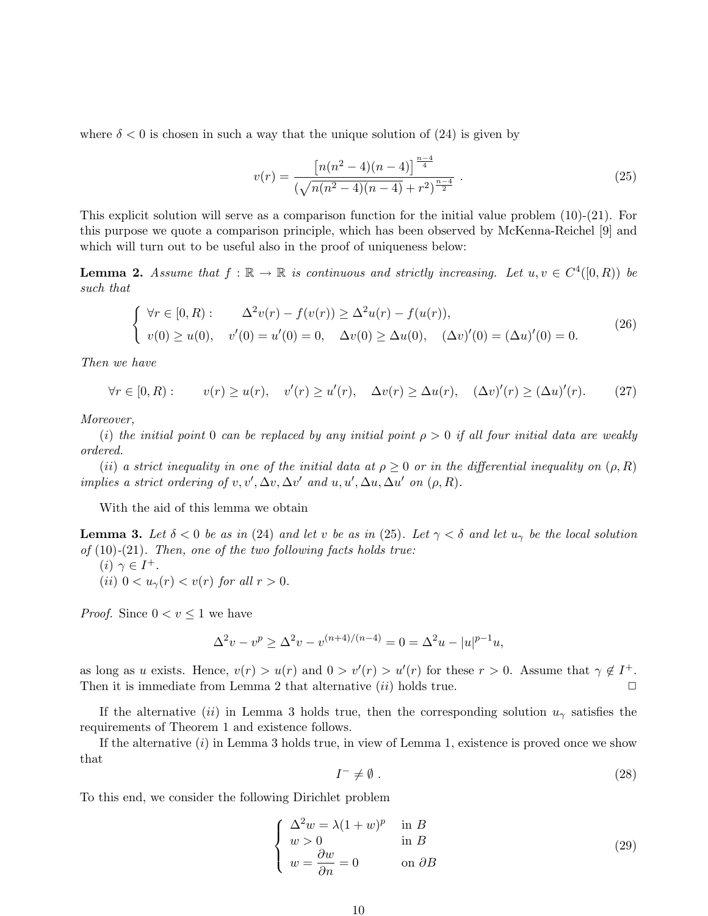where $\delta < 0$ is chosen in such a way that the unique solution of (24) is given by

$$v(r) = \frac{\left[n(n^2-4)(n-4)\right]^{\frac{n-4}{4}}}{(\sqrt{n(n^2-4)(n-4)} + r^2)^{\frac{n-4}{2}}} \ . \tag{25}$$

This explicit solution will serve as a comparison function for the initial value problem (10)-(21). For this purpose we quote a comparison principle, which has been observed by McKenna-Reichel [9] and which will turn out to be useful also in the proof of uniqueness below:

**Lemma 2.** *Assume that $f : \mathbb{R} \to \mathbb{R}$ is continuous and strictly increasing. Let $u, v \in C^4([0, R))$ be such that*

$$\begin{cases} \forall r \in [0, R): \qquad \Delta^2 v(r) - f(v(r)) \geq \Delta^2 u(r) - f(u(r)), \\ v(0) \geq u(0), \quad v'(0) = u'(0) = 0, \quad \Delta v(0) \geq \Delta u(0), \quad (\Delta v)'(0) = (\Delta u)'(0) = 0. \end{cases} \tag{26}$$

*Then we have*

$$\forall r \in [0, R): \qquad v(r) \geq u(r), \quad v'(r) \geq u'(r), \quad \Delta v(r) \geq \Delta u(r), \quad (\Delta v)'(r) \geq (\Delta u)'(r). \tag{27}$$

*Moreover,*

*(i) the initial point 0 can be replaced by any initial point $\rho > 0$ if all four initial data are weakly ordered.*

*(ii) a strict inequality in one of the initial data at $\rho \geq 0$ or in the differential inequality on $(\rho, R)$ implies a strict ordering of $v, v', \Delta v, \Delta v'$ and $u, u', \Delta u, \Delta u'$ on $(\rho, R)$.*

With the aid of this lemma we obtain

**Lemma 3.** *Let $\delta < 0$ be as in (24) and let $v$ be as in (25). Let $\gamma < \delta$ and let $u_\gamma$ be the local solution of (10)-(21). Then, one of the two following facts holds true:*

*(i) $\gamma \in I^+$.*

*(ii) $0 < u_\gamma(r) < v(r)$ for all $r > 0$.*

*Proof.* Since $0 < v \leq 1$ we have

$$\Delta^2 v - v^p \geq \Delta^2 v - v^{(n+4)/(n-4)} = 0 = \Delta^2 u - |u|^{p-1} u,$$

as long as $u$ exists. Hence, $v(r) > u(r)$ and $0 > v'(r) > u'(r)$ for these $r > 0$. Assume that $\gamma \notin I^+$. Then it is immediate from Lemma 2 that alternative $(ii)$ holds true. $\square$

If the alternative $(ii)$ in Lemma 3 holds true, then the corresponding solution $u_\gamma$ satisfies the requirements of Theorem 1 and existence follows.

If the alternative $(i)$ in Lemma 3 holds true, in view of Lemma 1, existence is proved once we show that

$$I^- \neq \emptyset \ . \tag{28}$$

To this end, we consider the following Dirichlet problem

$$\begin{cases} \Delta^2 w = \lambda(1+w)^p & \text{in } B \\ w > 0 & \text{in } B \\ w = \dfrac{\partial w}{\partial n} = 0 & \text{on } \partial B \end{cases} \tag{29}$$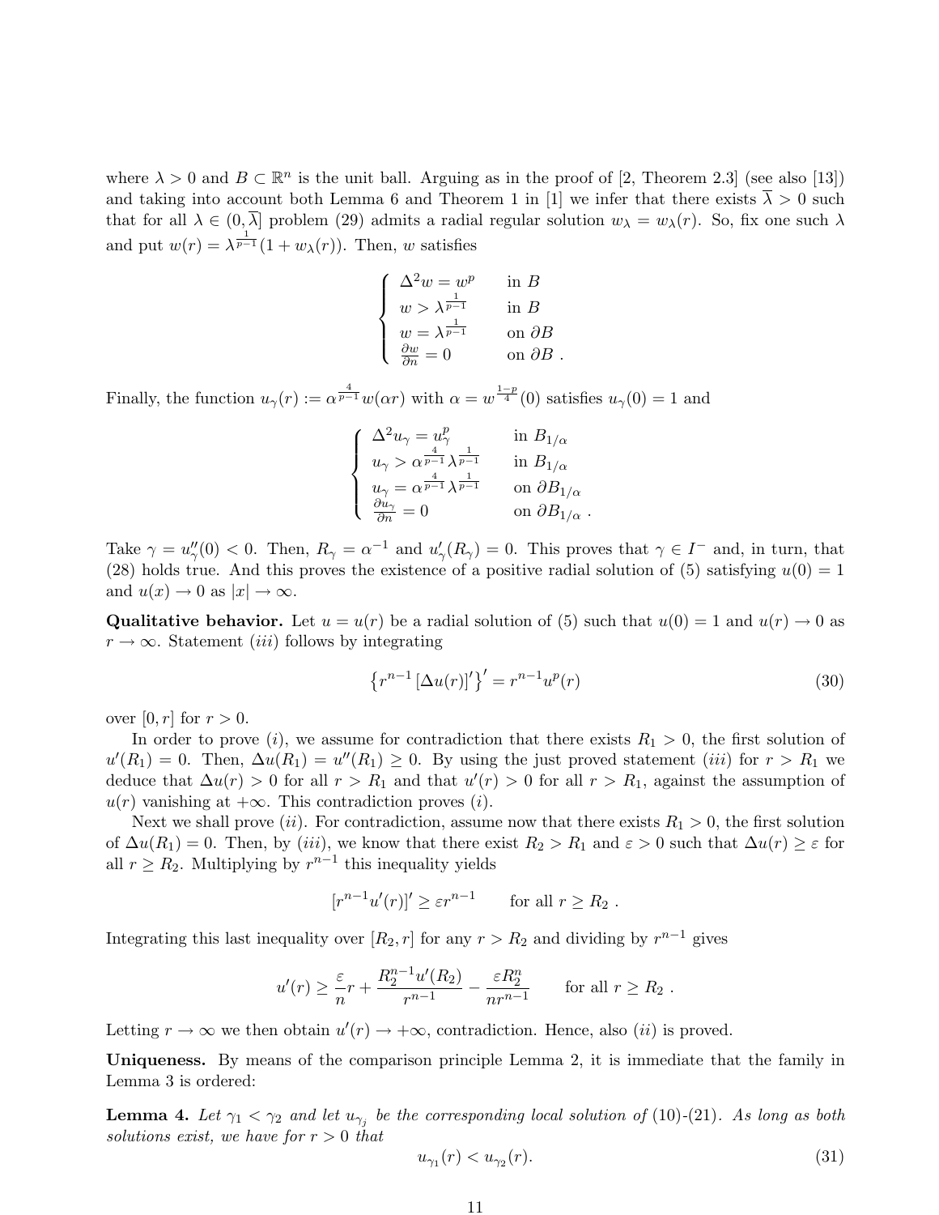where $\lambda > 0$ and $B \subset \mathbb{R}^n$ is the unit ball. Arguing as in the proof of [2, Theorem 2.3] (see also [13]) and taking into account both Lemma 6 and Theorem 1 in [1] we infer that there exists $\overline{\lambda} > 0$ such that for all $\lambda \in (0, \overline{\lambda}]$ problem (29) admits a radial regular solution $w_\lambda = w_\lambda(r)$. So, fix one such $\lambda$ and put $w(r) = \lambda^{\frac{1}{p-1}}(1 + w_\lambda(r))$. Then, $w$ satisfies

$$\begin{cases} \Delta^2 w = w^p & \text{in } B \\ w > \lambda^{\frac{1}{p-1}} & \text{in } B \\ w = \lambda^{\frac{1}{p-1}} & \text{on } \partial B \\ \frac{\partial w}{\partial n} = 0 & \text{on } \partial B\ . \end{cases}$$

Finally, the function $u_\gamma(r) := \alpha^{\frac{4}{p-1}} w(\alpha r)$ with $\alpha = w^{\frac{1-p}{4}}(0)$ satisfies $u_\gamma(0) = 1$ and

$$\begin{cases} \Delta^2 u_\gamma = u_\gamma^p & \text{in } B_{1/\alpha} \\ u_\gamma > \alpha^{\frac{4}{p-1}} \lambda^{\frac{1}{p-1}} & \text{in } B_{1/\alpha} \\ u_\gamma = \alpha^{\frac{4}{p-1}} \lambda^{\frac{1}{p-1}} & \text{on } \partial B_{1/\alpha} \\ \frac{\partial u_\gamma}{\partial n} = 0 & \text{on } \partial B_{1/\alpha}\ . \end{cases}$$

Take $\gamma = u_\gamma''(0) < 0$. Then, $R_\gamma = \alpha^{-1}$ and $u_\gamma'(R_\gamma) = 0$. This proves that $\gamma \in I^-$ and, in turn, that (28) holds true. And this proves the existence of a positive radial solution of (5) satisfying $u(0) = 1$ and $u(x) \to 0$ as $|x| \to \infty$.

**Qualitative behavior.** Let $u = u(r)$ be a radial solution of (5) such that $u(0) = 1$ and $u(r) \to 0$ as $r \to \infty$. Statement $(iii)$ follows by integrating

$$\left\{ r^{n-1} \left[ \Delta u(r) \right]' \right\}' = r^{n-1} u^p(r) \tag{30}$$

over $[0, r]$ for $r > 0$.

In order to prove $(i)$, we assume for contradiction that there exists $R_1 > 0$, the first solution of $u'(R_1) = 0$. Then, $\Delta u(R_1) = u''(R_1) \geq 0$. By using the just proved statement $(iii)$ for $r > R_1$ we deduce that $\Delta u(r) > 0$ for all $r > R_1$ and that $u'(r) > 0$ for all $r > R_1$, against the assumption of $u(r)$ vanishing at $+\infty$. This contradiction proves $(i)$.

Next we shall prove $(ii)$. For contradiction, assume now that there exists $R_1 > 0$, the first solution of $\Delta u(R_1) = 0$. Then, by $(iii)$, we know that there exist $R_2 > R_1$ and $\varepsilon > 0$ such that $\Delta u(r) \geq \varepsilon$ for all $r \geq R_2$. Multiplying by $r^{n-1}$ this inequality yields

$$[r^{n-1} u'(r)]' \geq \varepsilon r^{n-1} \qquad \text{for all } r \geq R_2\ .$$

Integrating this last inequality over $[R_2, r]$ for any $r > R_2$ and dividing by $r^{n-1}$ gives

$$u'(r) \geq \frac{\varepsilon}{n} r + \frac{R_2^{n-1} u'(R_2)}{r^{n-1}} - \frac{\varepsilon R_2^n}{n r^{n-1}} \qquad \text{for all } r \geq R_2\ .$$

Letting $r \to \infty$ we then obtain $u'(r) \to +\infty$, contradiction. Hence, also $(ii)$ is proved.

**Uniqueness.** By means of the comparison principle Lemma 2, it is immediate that the family in Lemma 3 is ordered:

**Lemma 4.** *Let $\gamma_1 < \gamma_2$ and let $u_{\gamma_j}$ be the corresponding local solution of* (10)-(21)*. As long as both solutions exist, we have for $r > 0$ that*

$$u_{\gamma_1}(r) < u_{\gamma_2}(r). \tag{31}$$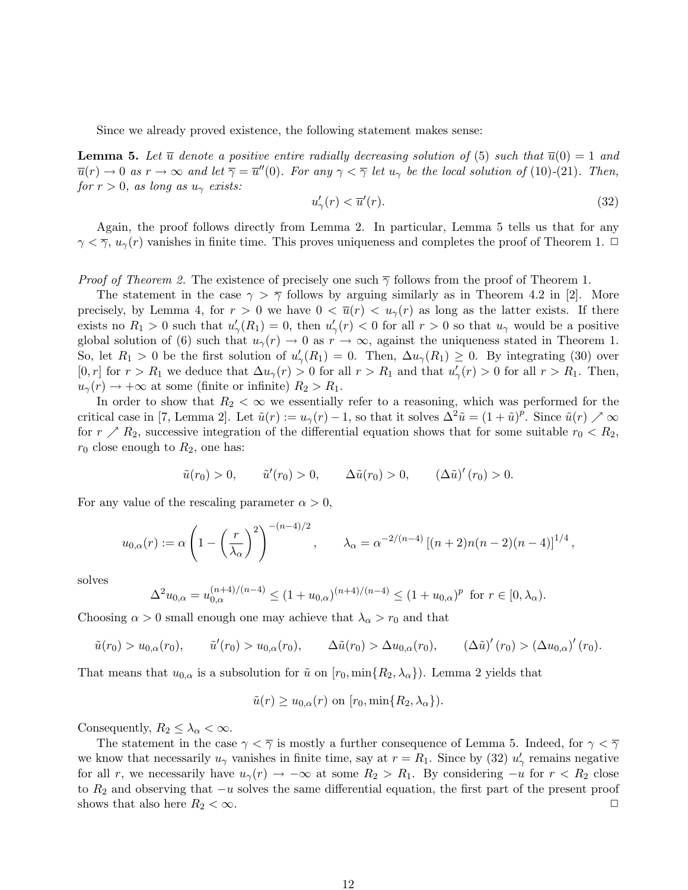Since we already proved existence, the following statement makes sense:

**Lemma 5.** *Let $\overline{u}$ denote a positive entire radially decreasing solution of* (5) *such that $\overline{u}(0) = 1$ and $\overline{u}(r) \to 0$ as $r \to \infty$ and let $\overline{\gamma} = \overline{u}''(0)$. For any $\gamma < \overline{\gamma}$ let $u_\gamma$ be the local solution of* (10)-(21)*. Then, for $r > 0$, as long as $u_\gamma$ exists:*

$$u'_\gamma(r) < \overline{u}'(r). \tag{32}$$

Again, the proof follows directly from Lemma 2. In particular, Lemma 5 tells us that for any $\gamma < \overline{\gamma}$, $u_\gamma(r)$ vanishes in finite time. This proves uniqueness and completes the proof of Theorem 1. $\square$

*Proof of Theorem 2.* The existence of precisely one such $\overline{\gamma}$ follows from the proof of Theorem 1.

The statement in the case $\gamma > \overline{\gamma}$ follows by arguing similarly as in Theorem 4.2 in [2]. More precisely, by Lemma 4, for $r > 0$ we have $0 < \overline{u}(r) < u_\gamma(r)$ as long as the latter exists. If there exists no $R_1 > 0$ such that $u'_\gamma(R_1) = 0$, then $u'_\gamma(r) < 0$ for all $r > 0$ so that $u_\gamma$ would be a positive global solution of (6) such that $u_\gamma(r) \to 0$ as $r \to \infty$, against the uniqueness stated in Theorem 1. So, let $R_1 > 0$ be the first solution of $u'_\gamma(R_1) = 0$. Then, $\Delta u_\gamma(R_1) \geq 0$. By integrating (30) over $[0, r]$ for $r > R_1$ we deduce that $\Delta u_\gamma(r) > 0$ for all $r > R_1$ and that $u'_\gamma(r) > 0$ for all $r > R_1$. Then, $u_\gamma(r) \to +\infty$ at some (finite or infinite) $R_2 > R_1$.

In order to show that $R_2 < \infty$ we essentially refer to a reasoning, which was performed for the critical case in [7, Lemma 2]. Let $\tilde{u}(r) := u_\gamma(r) - 1$, so that it solves $\Delta^2 \tilde{u} = (1 + \tilde{u})^p$. Since $\tilde{u}(r) \nearrow \infty$ for $r \nearrow R_2$, successive integration of the differential equation shows that for some suitable $r_0 < R_2$, $r_0$ close enough to $R_2$, one has:

$$\tilde{u}(r_0) > 0, \qquad \tilde{u}'(r_0) > 0, \qquad \Delta\tilde{u}(r_0) > 0, \qquad (\Delta\tilde{u})'(r_0) > 0.$$

For any value of the rescaling parameter $\alpha > 0$,

$$u_{0,\alpha}(r) := \alpha \left(1 - \left(\frac{r}{\lambda_\alpha}\right)^2\right)^{-(n-4)/2}, \qquad \lambda_\alpha = \alpha^{-2/(n-4)} \left[(n+2)n(n-2)(n-4)\right]^{1/4},$$

solves

$$\Delta^2 u_{0,\alpha} = u_{0,\alpha}^{(n+4)/(n-4)} \leq (1 + u_{0,\alpha})^{(n+4)/(n-4)} \leq (1 + u_{0,\alpha})^p \text{ for } r \in [0, \lambda_\alpha).$$

Choosing $\alpha > 0$ small enough one may achieve that $\lambda_\alpha > r_0$ and that

$$\tilde{u}(r_0) > u_{0,\alpha}(r_0), \qquad \tilde{u}'(r_0) > u_{0,\alpha}(r_0), \qquad \Delta\tilde{u}(r_0) > \Delta u_{0,\alpha}(r_0), \qquad (\Delta\tilde{u})'(r_0) > (\Delta u_{0,\alpha})'(r_0).$$

That means that $u_{0,\alpha}$ is a subsolution for $\tilde{u}$ on $[r_0, \min\{R_2, \lambda_\alpha\})$. Lemma 2 yields that

$$\tilde{u}(r) \geq u_{0,\alpha}(r) \text{ on } [r_0, \min\{R_2, \lambda_\alpha\}).$$

Consequently, $R_2 \leq \lambda_\alpha < \infty$.

The statement in the case $\gamma < \overline{\gamma}$ is mostly a further consequence of Lemma 5. Indeed, for $\gamma < \overline{\gamma}$ we know that necessarily $u_\gamma$ vanishes in finite time, say at $r = R_1$. Since by (32) $u'_\gamma$ remains negative for all $r$, we necessarily have $u_\gamma(r) \to -\infty$ at some $R_2 > R_1$. By considering $-u$ for $r < R_2$ close to $R_2$ and observing that $-u$ solves the same differential equation, the first part of the present proof shows that also here $R_2 < \infty$. $\square$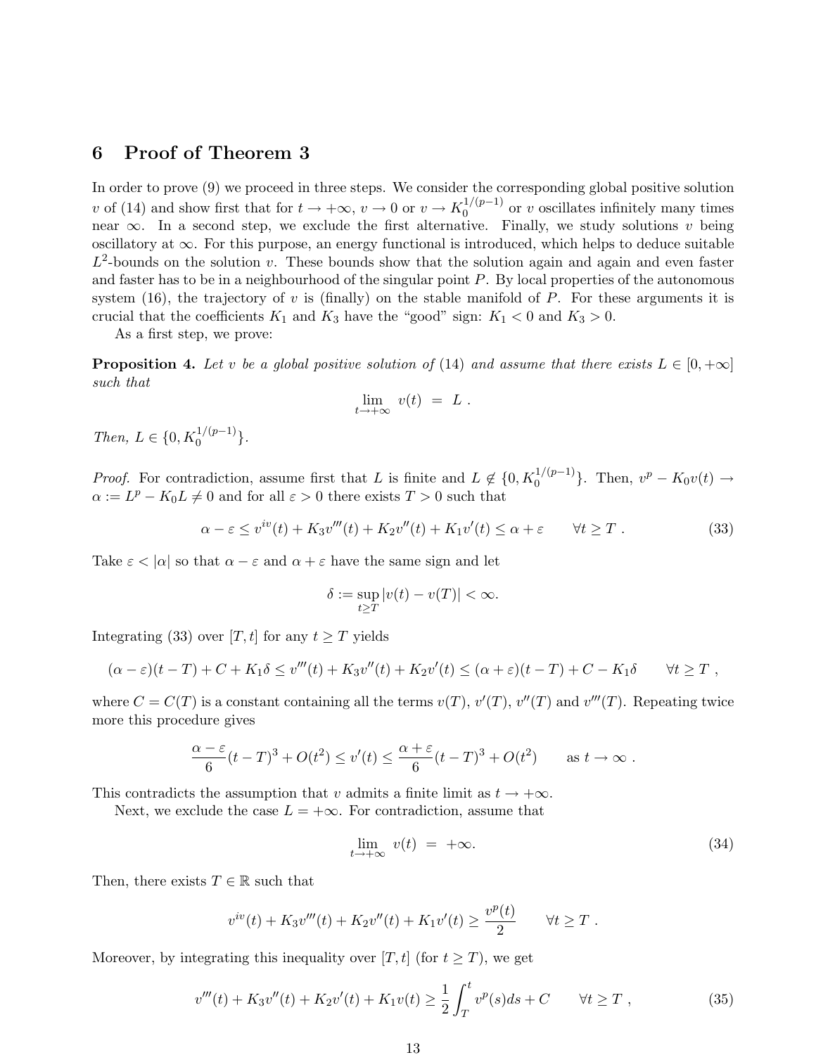## 6 Proof of Theorem 3

In order to prove (9) we proceed in three steps. We consider the corresponding global positive solution $v$ of (14) and show first that for $t \to +\infty$, $v \to 0$ or $v \to K_0^{1/(p-1)}$ or $v$ oscillates infinitely many times near $\infty$. In a second step, we exclude the first alternative. Finally, we study solutions $v$ being oscillatory at $\infty$. For this purpose, an energy functional is introduced, which helps to deduce suitable $L^2$-bounds on the solution $v$. These bounds show that the solution again and again and even faster and faster has to be in a neighbourhood of the singular point $P$. By local properties of the autonomous system (16), the trajectory of $v$ is (finally) on the stable manifold of $P$. For these arguments it is crucial that the coefficients $K_1$ and $K_3$ have the "good" sign: $K_1 < 0$ and $K_3 > 0$.

As a first step, we prove:

**Proposition 4.** *Let $v$ be a global positive solution of* (14) *and assume that there exists $L \in [0, +\infty]$ such that*

$$\lim_{t \to +\infty} v(t) = L .$$

*Then, $L \in \{0, K_0^{1/(p-1)}\}$.*

*Proof.* For contradiction, assume first that $L$ is finite and $L \notin \{0, K_0^{1/(p-1)}\}$. Then, $v^p - K_0 v(t) \to \alpha := L^p - K_0 L \neq 0$ and for all $\varepsilon > 0$ there exists $T > 0$ such that

$$\alpha - \varepsilon \leq v^{iv}(t) + K_3 v'''(t) + K_2 v''(t) + K_1 v'(t) \leq \alpha + \varepsilon \qquad \forall t \geq T . \tag{33}$$

Take $\varepsilon < |\alpha|$ so that $\alpha - \varepsilon$ and $\alpha + \varepsilon$ have the same sign and let

$$\delta := \sup_{t \geq T} |v(t) - v(T)| < \infty.$$

Integrating (33) over $[T, t]$ for any $t \geq T$ yields

$$(\alpha - \varepsilon)(t - T) + C + K_1 \delta \leq v'''(t) + K_3 v''(t) + K_2 v'(t) \leq (\alpha + \varepsilon)(t - T) + C - K_1 \delta \qquad \forall t \geq T ,$$

where $C = C(T)$ is a constant containing all the terms $v(T)$, $v'(T)$, $v''(T)$ and $v'''(T)$. Repeating twice more this procedure gives

$$\frac{\alpha - \varepsilon}{6}(t - T)^3 + O(t^2) \leq v'(t) \leq \frac{\alpha + \varepsilon}{6}(t - T)^3 + O(t^2) \qquad \text{as } t \to \infty .$$

This contradicts the assumption that $v$ admits a finite limit as $t \to +\infty$.

Next, we exclude the case $L = +\infty$. For contradiction, assume that

$$\lim_{t \to +\infty} v(t) = +\infty. \tag{34}$$

Then, there exists $T \in \mathbb{R}$ such that

$$v^{iv}(t) + K_3 v'''(t) + K_2 v''(t) + K_1 v'(t) \geq \frac{v^p(t)}{2} \qquad \forall t \geq T .$$

Moreover, by integrating this inequality over $[T, t]$ (for $t \geq T$), we get

$$v'''(t) + K_3 v''(t) + K_2 v'(t) + K_1 v(t) \geq \frac{1}{2} \int_T^t v^p(s) ds + C \qquad \forall t \geq T , \tag{35}$$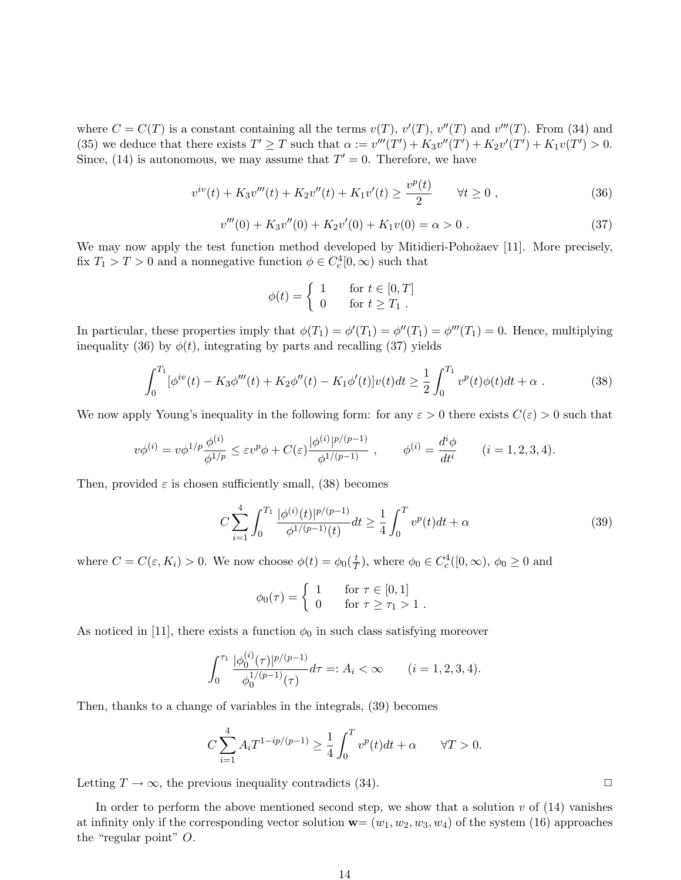where $C = C(T)$ is a constant containing all the terms $v(T)$, $v'(T)$, $v''(T)$ and $v'''(T)$. From (34) and (35) we deduce that there exists $T' \geq T$ such that $\alpha := v'''(T') + K_3 v''(T') + K_2 v'(T') + K_1 v(T') > 0$. Since, (14) is autonomous, we may assume that $T' = 0$. Therefore, we have

$$v^{iv}(t) + K_3 v'''(t) + K_2 v''(t) + K_1 v'(t) \geq \frac{v^p(t)}{2} \qquad \forall t \geq 0 \;, \tag{36}$$

$$v'''(0) + K_3 v''(0) + K_2 v'(0) + K_1 v(0) = \alpha > 0 \;. \tag{37}$$

We may now apply the test function method developed by Mitidieri-Pohožaev [11]. More precisely, fix $T_1 > T > 0$ and a nonnegative function $\phi \in C^4_c[0,\infty)$ such that

$$\phi(t) = \begin{cases} 1 & \text{for } t \in [0,T] \\ 0 & \text{for } t \geq T_1 \;. \end{cases}$$

In particular, these properties imply that $\phi(T_1) = \phi'(T_1) = \phi''(T_1) = \phi'''(T_1) = 0$. Hence, multiplying inequality (36) by $\phi(t)$, integrating by parts and recalling (37) yields

$$\int_0^{T_1} [\phi^{iv}(t) - K_3\phi'''(t) + K_2\phi''(t) - K_1\phi'(t)]v(t)dt \geq \frac{1}{2}\int_0^{T_1} v^p(t)\phi(t)dt + \alpha \;. \tag{38}$$

We now apply Young's inequality in the following form: for any $\varepsilon > 0$ there exists $C(\varepsilon) > 0$ such that

$$v\phi^{(i)} = v\phi^{1/p}\frac{\phi^{(i)}}{\phi^{1/p}} \leq \varepsilon v^p \phi + C(\varepsilon)\frac{|\phi^{(i)}|^{p/(p-1)}}{\phi^{1/(p-1)}} \;, \qquad \phi^{(i)} = \frac{d^i\phi}{dt^i} \qquad (i = 1,2,3,4).$$

Then, provided $\varepsilon$ is chosen sufficiently small, (38) becomes

$$C\sum_{i=1}^{4}\int_0^{T_1}\frac{|\phi^{(i)}(t)|^{p/(p-1)}}{\phi^{1/(p-1)}(t)}dt \geq \frac{1}{4}\int_0^T v^p(t)dt + \alpha \tag{39}$$

where $C = C(\varepsilon, K_i) > 0$. We now choose $\phi(t) = \phi_0(\frac{t}{T})$, where $\phi_0 \in C^4_c([0,\infty)$, $\phi_0 \geq 0$ and

$$\phi_0(\tau) = \begin{cases} 1 & \text{for } \tau \in [0,1] \\ 0 & \text{for } \tau \geq \tau_1 > 1 \;. \end{cases}$$

As noticed in [11], there exists a function $\phi_0$ in such class satisfying moreover

$$\int_0^{\tau_1}\frac{|\phi_0^{(i)}(\tau)|^{p/(p-1)}}{\phi_0^{1/(p-1)}(\tau)}d\tau =: A_i < \infty \qquad (i = 1,2,3,4).$$

Then, thanks to a change of variables in the integrals, (39) becomes

$$C\sum_{i=1}^{4} A_i T^{1-ip/(p-1)} \geq \frac{1}{4}\int_0^T v^p(t)dt + \alpha \qquad \forall T > 0.$$

Letting $T \to \infty$, the previous inequality contradicts (34). $\square$

In order to perform the above mentioned second step, we show that a solution $v$ of (14) vanishes at infinity only if the corresponding vector solution $\mathbf{w}= (w_1, w_2, w_3, w_4)$ of the system (16) approaches the "regular point" $O$.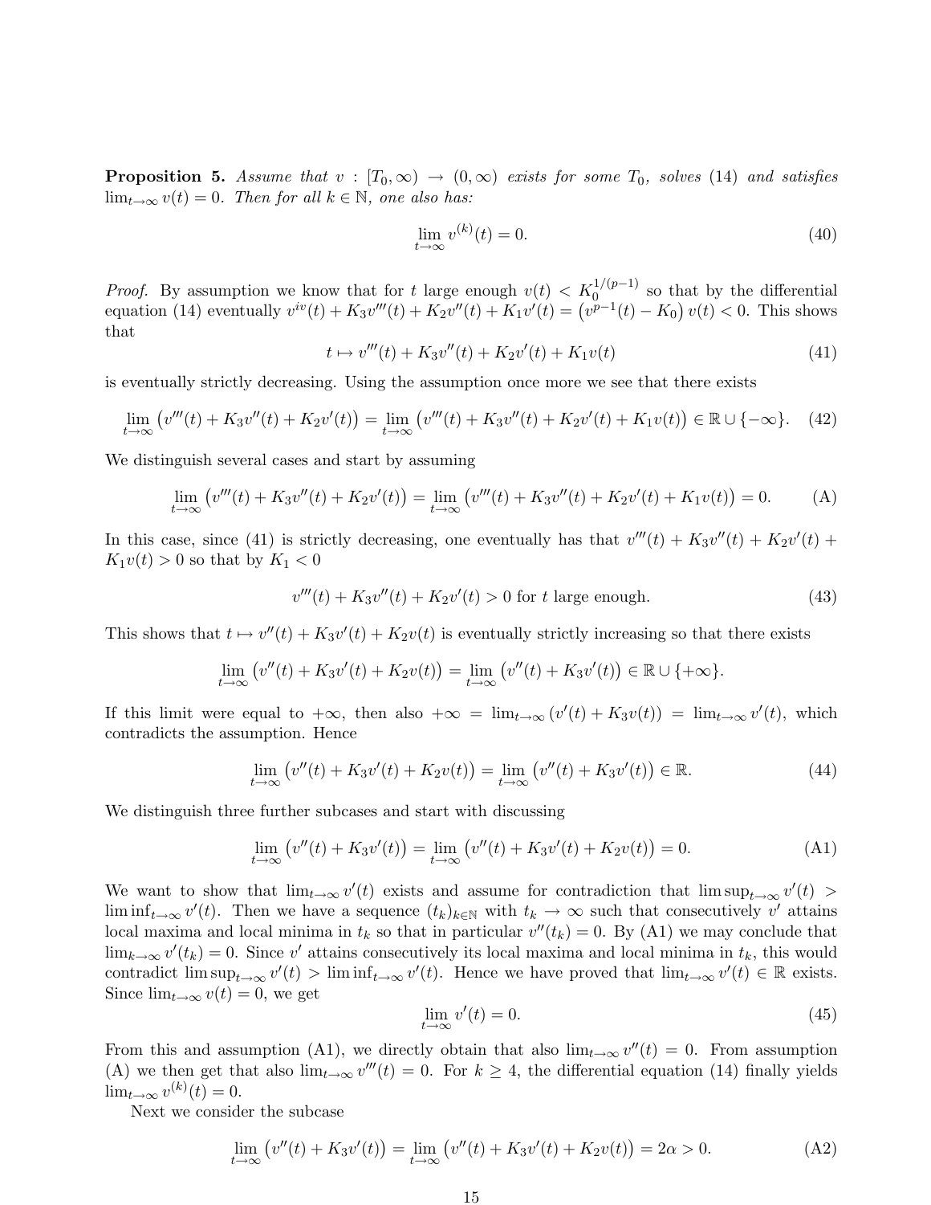**Proposition 5.** *Assume that $v : [T_0, \infty) \to (0, \infty)$ exists for some $T_0$, solves (14) and satisfies $\lim_{t\to\infty} v(t) = 0$. Then for all $k \in \mathbb{N}$, one also has:*

$$\lim_{t\to\infty} v^{(k)}(t) = 0. \tag{40}$$

*Proof.* By assumption we know that for $t$ large enough $v(t) < K_0^{1/(p-1)}$ so that by the differential equation (14) eventually $v^{iv}(t) + K_3 v'''(t) + K_2 v''(t) + K_1 v'(t) = \left(v^{p-1}(t) - K_0\right) v(t) < 0$. This shows that

$$t \mapsto v'''(t) + K_3 v''(t) + K_2 v'(t) + K_1 v(t) \tag{41}$$

is eventually strictly decreasing. Using the assumption once more we see that there exists

$$\lim_{t\to\infty} \left(v'''(t) + K_3 v''(t) + K_2 v'(t)\right) = \lim_{t\to\infty} \left(v'''(t) + K_3 v''(t) + K_2 v'(t) + K_1 v(t)\right) \in \mathbb{R} \cup \{-\infty\}. \tag{42}$$

We distinguish several cases and start by assuming

$$\lim_{t\to\infty} \left(v'''(t) + K_3 v''(t) + K_2 v'(t)\right) = \lim_{t\to\infty} \left(v'''(t) + K_3 v''(t) + K_2 v'(t) + K_1 v(t)\right) = 0. \tag{A}$$

In this case, since (41) is strictly decreasing, one eventually has that $v'''(t) + K_3 v''(t) + K_2 v'(t) + K_1 v(t) > 0$ so that by $K_1 < 0$

$$v'''(t) + K_3 v''(t) + K_2 v'(t) > 0 \text{ for } t \text{ large enough.} \tag{43}$$

This shows that $t \mapsto v''(t) + K_3 v'(t) + K_2 v(t)$ is eventually strictly increasing so that there exists

$$\lim_{t\to\infty} \left(v''(t) + K_3 v'(t) + K_2 v(t)\right) = \lim_{t\to\infty} \left(v''(t) + K_3 v'(t)\right) \in \mathbb{R} \cup \{+\infty\}.$$

If this limit were equal to $+\infty$, then also $+\infty = \lim_{t\to\infty} (v'(t) + K_3 v(t)) = \lim_{t\to\infty} v'(t)$, which contradicts the assumption. Hence

$$\lim_{t\to\infty} \left(v''(t) + K_3 v'(t) + K_2 v(t)\right) = \lim_{t\to\infty} \left(v''(t) + K_3 v'(t)\right) \in \mathbb{R}. \tag{44}$$

We distinguish three further subcases and start with discussing

$$\lim_{t\to\infty} \left(v''(t) + K_3 v'(t)\right) = \lim_{t\to\infty} \left(v''(t) + K_3 v'(t) + K_2 v(t)\right) = 0. \tag{A1}$$

We want to show that $\lim_{t\to\infty} v'(t)$ exists and assume for contradiction that $\limsup_{t\to\infty} v'(t) > \liminf_{t\to\infty} v'(t)$. Then we have a sequence $(t_k)_{k\in\mathbb{N}}$ with $t_k \to \infty$ such that consecutively $v'$ attains local maxima and local minima in $t_k$ so that in particular $v''(t_k) = 0$. By (A1) we may conclude that $\lim_{k\to\infty} v'(t_k) = 0$. Since $v'$ attains consecutively its local maxima and local minima in $t_k$, this would contradict $\limsup_{t\to\infty} v'(t) > \liminf_{t\to\infty} v'(t)$. Hence we have proved that $\lim_{t\to\infty} v'(t) \in \mathbb{R}$ exists. Since $\lim_{t\to\infty} v(t) = 0$, we get

$$\lim_{t\to\infty} v'(t) = 0. \tag{45}$$

From this and assumption (A1), we directly obtain that also $\lim_{t\to\infty} v''(t) = 0$. From assumption (A) we then get that also $\lim_{t\to\infty} v'''(t) = 0$. For $k \geq 4$, the differential equation (14) finally yields $\lim_{t\to\infty} v^{(k)}(t) = 0$.

Next we consider the subcase

$$\lim_{t\to\infty} \left(v''(t) + K_3 v'(t)\right) = \lim_{t\to\infty} \left(v''(t) + K_3 v'(t) + K_2 v(t)\right) = 2\alpha > 0. \tag{A2}$$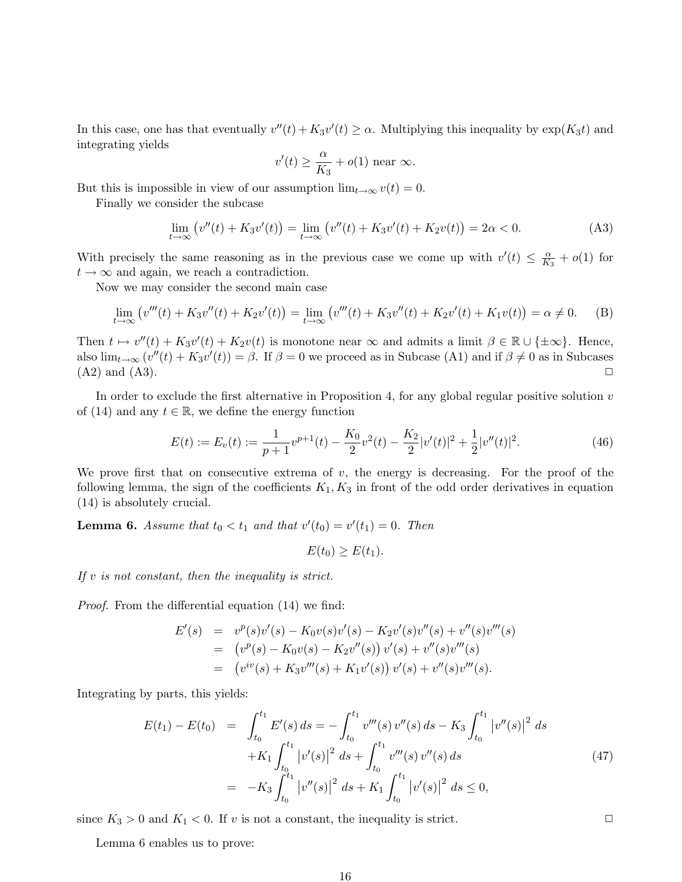In this case, one has that eventually $v''(t) + K_3 v'(t) \geq \alpha$. Multiplying this inequality by $\exp(K_3 t)$ and integrating yields

$$v'(t) \geq \frac{\alpha}{K_3} + o(1) \text{ near } \infty.$$

But this is impossible in view of our assumption $\lim_{t\to\infty} v(t) = 0$.

Finally we consider the subcase

$$\lim_{t\to\infty} \left(v''(t) + K_3 v'(t)\right) = \lim_{t\to\infty} \left(v''(t) + K_3 v'(t) + K_2 v(t)\right) = 2\alpha < 0. \tag{A3}$$

With precisely the same reasoning as in the previous case we come up with $v'(t) \leq \frac{\alpha}{K_3} + o(1)$ for $t \to \infty$ and again, we reach a contradiction.

Now we may consider the second main case

$$\lim_{t\to\infty} \left(v'''(t) + K_3 v''(t) + K_2 v'(t)\right) = \lim_{t\to\infty} \left(v'''(t) + K_3 v''(t) + K_2 v'(t) + K_1 v(t)\right) = \alpha \neq 0. \tag{B}$$

Then $t \mapsto v''(t) + K_3 v'(t) + K_2 v(t)$ is monotone near $\infty$ and admits a limit $\beta \in \mathbb{R} \cup \{\pm\infty\}$. Hence, also $\lim_{t\to\infty} (v''(t) + K_3 v'(t)) = \beta$. If $\beta = 0$ we proceed as in Subcase (A1) and if $\beta \neq 0$ as in Subcases (A2) and (A3). $\square$

In order to exclude the first alternative in Proposition 4, for any global regular positive solution $v$ of (14) and any $t \in \mathbb{R}$, we define the energy function

$$E(t) := E_v(t) := \frac{1}{p+1} v^{p+1}(t) - \frac{K_0}{2} v^2(t) - \frac{K_2}{2} |v'(t)|^2 + \frac{1}{2} |v''(t)|^2. \tag{46}$$

We prove first that on consecutive extrema of $v$, the energy is decreasing. For the proof of the following lemma, the sign of the coefficients $K_1, K_3$ in front of the odd order derivatives in equation (14) is absolutely crucial.

**Lemma 6.** *Assume that $t_0 < t_1$ and that $v'(t_0) = v'(t_1) = 0$. Then*

$$E(t_0) \geq E(t_1).$$

*If $v$ is not constant, then the inequality is strict.*

*Proof.* From the differential equation (14) we find:

$$\begin{aligned}
E'(s) &= v^p(s)v'(s) - K_0 v(s)v'(s) - K_2 v'(s)v''(s) + v''(s)v'''(s) \\
&= \left(v^p(s) - K_0 v(s) - K_2 v''(s)\right) v'(s) + v''(s)v'''(s) \\
&= \left(v^{iv}(s) + K_3 v'''(s) + K_1 v'(s)\right) v'(s) + v''(s)v'''(s).
\end{aligned}$$

Integrating by parts, this yields:

$$\begin{aligned}
E(t_1) - E(t_0) &= \int_{t_0}^{t_1} E'(s)\,ds = -\int_{t_0}^{t_1} v'''(s)\,v''(s)\,ds - K_3 \int_{t_0}^{t_1} \left|v''(s)\right|^2\,ds \\
&\quad + K_1 \int_{t_0}^{t_1} \left|v'(s)\right|^2\,ds + \int_{t_0}^{t_1} v'''(s)\,v''(s)\,ds \\
&= -K_3 \int_{t_0}^{t_1} \left|v''(s)\right|^2\,ds + K_1 \int_{t_0}^{t_1} \left|v'(s)\right|^2\,ds \leq 0,
\end{aligned} \tag{47}$$

since $K_3 > 0$ and $K_1 < 0$. If $v$ is not a constant, the inequality is strict. $\square$

Lemma 6 enables us to prove: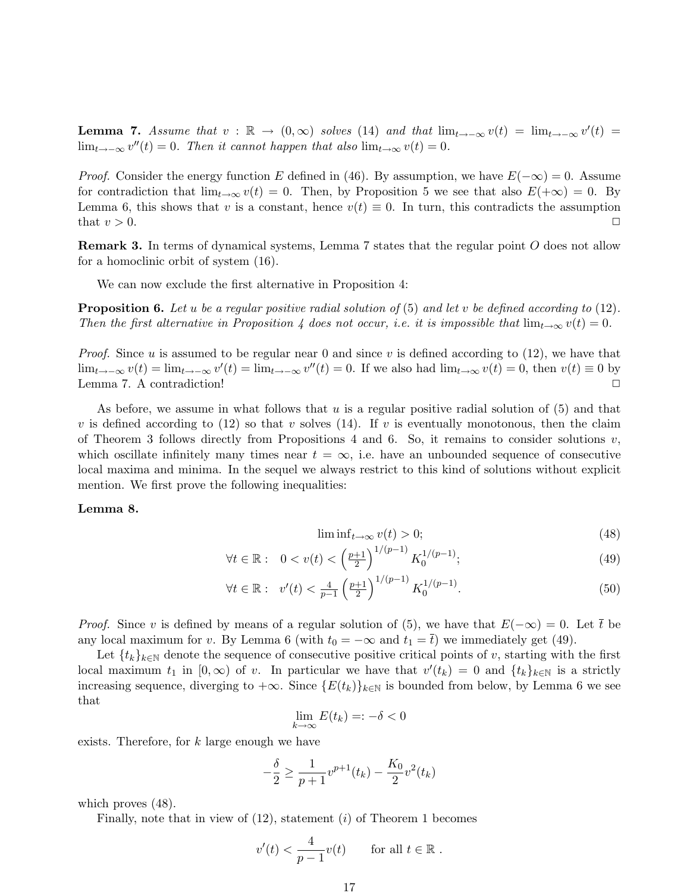**Lemma 7.** *Assume that $v : \mathbb{R} \to (0, \infty)$ solves (14) and that $\lim_{t\to-\infty} v(t) = \lim_{t\to-\infty} v'(t) = \lim_{t\to-\infty} v''(t) = 0$. Then it cannot happen that also $\lim_{t\to\infty} v(t) = 0$.*

*Proof.* Consider the energy function $E$ defined in (46). By assumption, we have $E(-\infty) = 0$. Assume for contradiction that $\lim_{t\to\infty} v(t) = 0$. Then, by Proposition 5 we see that also $E(+\infty) = 0$. By Lemma 6, this shows that $v$ is a constant, hence $v(t) \equiv 0$. In turn, this contradicts the assumption that $v > 0$. □

**Remark 3.** In terms of dynamical systems, Lemma 7 states that the regular point $O$ does not allow for a homoclinic orbit of system (16).

We can now exclude the first alternative in Proposition 4:

**Proposition 6.** *Let $u$ be a regular positive radial solution of (5) and let $v$ be defined according to (12). Then the first alternative in Proposition 4 does not occur, i.e. it is impossible that $\lim_{t\to\infty} v(t) = 0$.*

*Proof.* Since $u$ is assumed to be regular near 0 and since $v$ is defined according to (12), we have that $\lim_{t\to-\infty} v(t) = \lim_{t\to-\infty} v'(t) = \lim_{t\to-\infty} v''(t) = 0$. If we also had $\lim_{t\to\infty} v(t) = 0$, then $v(t) \equiv 0$ by Lemma 7. A contradiction! □

As before, we assume in what follows that $u$ is a regular positive radial solution of (5) and that $v$ is defined according to (12) so that $v$ solves (14). If $v$ is eventually monotonous, then the claim of Theorem 3 follows directly from Propositions 4 and 6. So, it remains to consider solutions $v$, which oscillate infinitely many times near $t = \infty$, i.e. have an unbounded sequence of consecutive local maxima and minima. In the sequel we always restrict to this kind of solutions without explicit mention. We first prove the following inequalities:

**Lemma 8.**

$$\liminf_{t\to\infty} v(t) > 0; \tag{48}$$

$$\forall t \in \mathbb{R}: \quad 0 < v(t) < \left(\tfrac{p+1}{2}\right)^{1/(p-1)} K_0^{1/(p-1)}; \tag{49}$$

$$\forall t \in \mathbb{R}: \quad v'(t) < \tfrac{4}{p-1}\left(\tfrac{p+1}{2}\right)^{1/(p-1)} K_0^{1/(p-1)}. \tag{50}$$

*Proof.* Since $v$ is defined by means of a regular solution of (5), we have that $E(-\infty) = 0$. Let $\bar{t}$ be any local maximum for $v$. By Lemma 6 (with $t_0 = -\infty$ and $t_1 = \bar{t}$) we immediately get (49).

Let $\{t_k\}_{k\in\mathbb{N}}$ denote the sequence of consecutive positive critical points of $v$, starting with the first local maximum $t_1$ in $[0, \infty)$ of $v$. In particular we have that $v'(t_k) = 0$ and $\{t_k\}_{k\in\mathbb{N}}$ is a strictly increasing sequence, diverging to $+\infty$. Since $\{E(t_k)\}_{k\in\mathbb{N}}$ is bounded from below, by Lemma 6 we see that

$$\lim_{k\to\infty} E(t_k) =: -\delta < 0$$

exists. Therefore, for $k$ large enough we have

$$-\frac{\delta}{2} \geq \frac{1}{p+1} v^{p+1}(t_k) - \frac{K_0}{2} v^2(t_k)$$

which proves (48).

Finally, note that in view of (12), statement $(i)$ of Theorem 1 becomes

$$v'(t) < \frac{4}{p-1} v(t) \qquad \text{for all } t \in \mathbb{R}\ .$$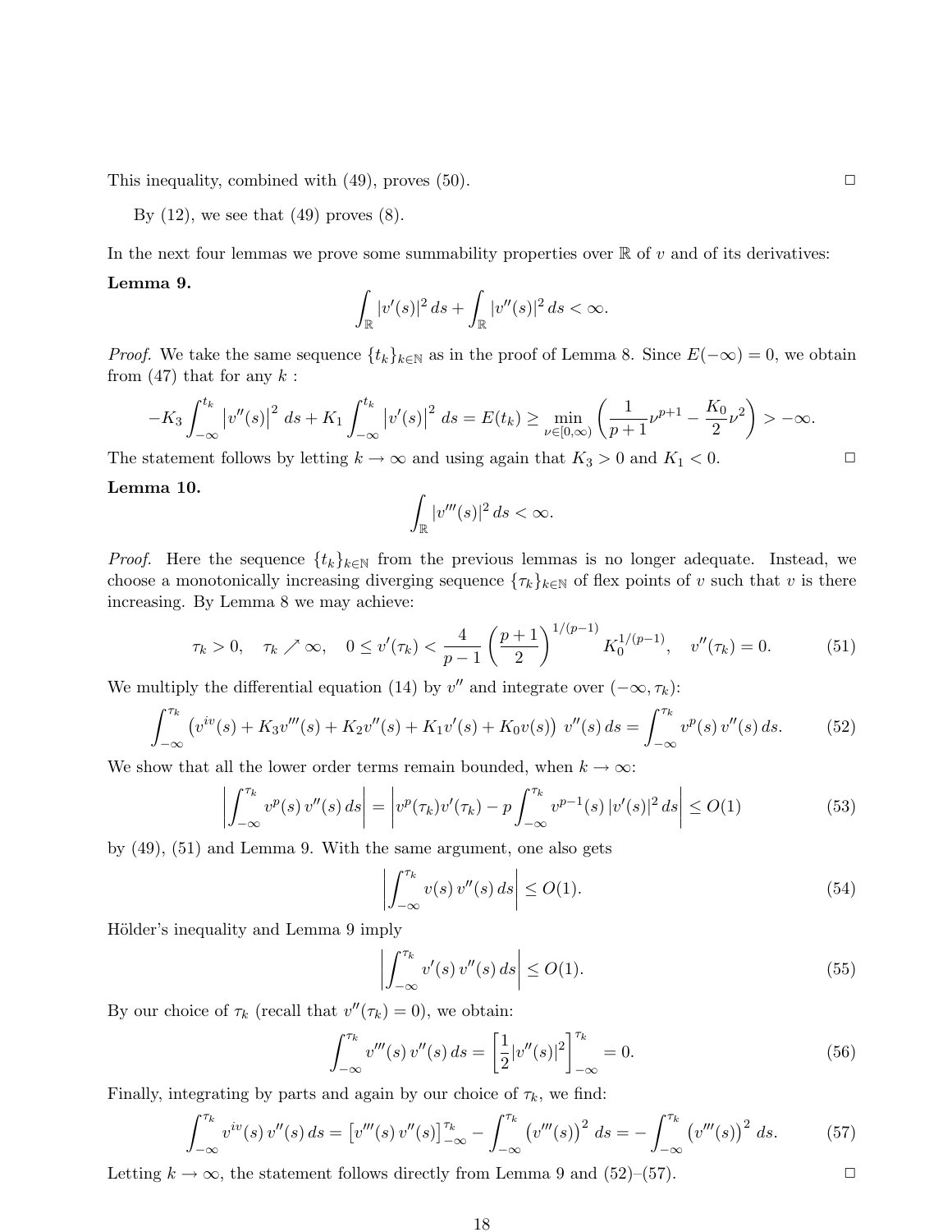This inequality, combined with (49), proves (50). ◻

By (12), we see that (49) proves (8).

In the next four lemmas we prove some summability properties over $\mathbb{R}$ of $v$ and of its derivatives:

**Lemma 9.**

$$\int_{\mathbb{R}} |v'(s)|^2\, ds + \int_{\mathbb{R}} |v''(s)|^2\, ds < \infty.$$

*Proof.* We take the same sequence $\{t_k\}_{k\in\mathbb{N}}$ as in the proof of Lemma 8. Since $E(-\infty)=0$, we obtain from (47) that for any $k$ :

$$-K_3\int_{-\infty}^{t_k} \left|v''(s)\right|^2\, ds + K_1\int_{-\infty}^{t_k} \left|v'(s)\right|^2\, ds = E(t_k) \geq \min_{\nu\in[0,\infty)}\left(\frac{1}{p+1}\nu^{p+1} - \frac{K_0}{2}\nu^2\right) > -\infty.$$

The statement follows by letting $k\to\infty$ and using again that $K_3>0$ and $K_1<0$. ◻

**Lemma 10.**

$$\int_{\mathbb{R}} |v'''(s)|^2\, ds < \infty.$$

*Proof.* Here the sequence $\{t_k\}_{k\in\mathbb{N}}$ from the previous lemmas is no longer adequate. Instead, we choose a monotonically increasing diverging sequence $\{\tau_k\}_{k\in\mathbb{N}}$ of flex points of $v$ such that $v$ is there increasing. By Lemma 8 we may achieve:

$$\tau_k>0, \quad \tau_k\nearrow\infty, \quad 0\leq v'(\tau_k) < \frac{4}{p-1}\left(\frac{p+1}{2}\right)^{1/(p-1)} K_0^{1/(p-1)}, \quad v''(\tau_k)=0. \tag{51}$$

We multiply the differential equation (14) by $v''$ and integrate over $(-\infty,\tau_k)$:

$$\int_{-\infty}^{\tau_k} \left(v^{iv}(s) + K_3 v'''(s) + K_2 v''(s) + K_1 v'(s) + K_0 v(s)\right)\, v''(s)\, ds = \int_{-\infty}^{\tau_k} v^p(s)\, v''(s)\, ds. \tag{52}$$

We show that all the lower order terms remain bounded, when $k\to\infty$:

$$\left|\int_{-\infty}^{\tau_k} v^p(s)\, v''(s)\, ds\right| = \left|v^p(\tau_k) v'(\tau_k) - p\int_{-\infty}^{\tau_k} v^{p-1}(s)\, |v'(s)|^2\, ds\right| \leq O(1) \tag{53}$$

by (49), (51) and Lemma 9. With the same argument, one also gets

$$\left|\int_{-\infty}^{\tau_k} v(s)\, v''(s)\, ds\right| \leq O(1). \tag{54}$$

Hölder's inequality and Lemma 9 imply

$$\left|\int_{-\infty}^{\tau_k} v'(s)\, v''(s)\, ds\right| \leq O(1). \tag{55}$$

By our choice of $\tau_k$ (recall that $v''(\tau_k)=0$), we obtain:

$$\int_{-\infty}^{\tau_k} v'''(s)\, v''(s)\, ds = \left[\frac{1}{2}|v''(s)|^2\right]_{-\infty}^{\tau_k} = 0. \tag{56}$$

Finally, integrating by parts and again by our choice of $\tau_k$, we find:

$$\int_{-\infty}^{\tau_k} v^{iv}(s)\, v''(s)\, ds = \left[v'''(s)\, v''(s)\right]_{-\infty}^{\tau_k} - \int_{-\infty}^{\tau_k} \left(v'''(s)\right)^2\, ds = -\int_{-\infty}^{\tau_k} \left(v'''(s)\right)^2\, ds. \tag{57}$$

Letting $k\to\infty$, the statement follows directly from Lemma 9 and (52)–(57). ◻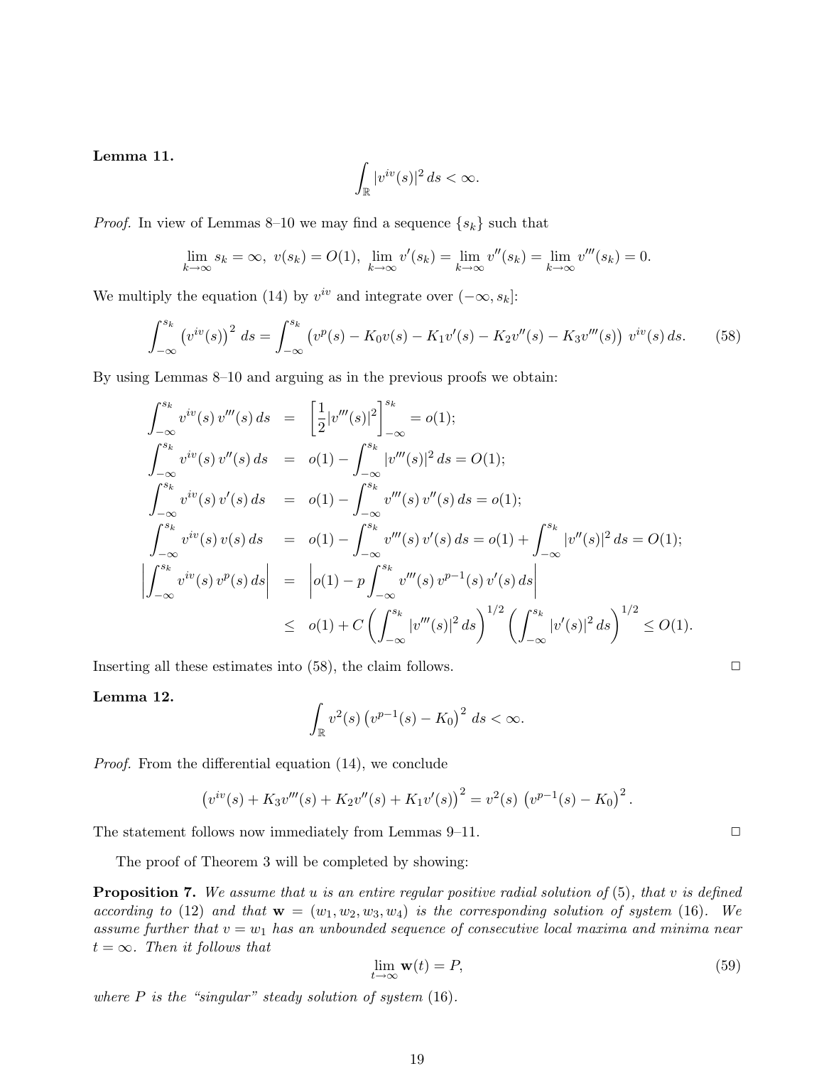**Lemma 11.**

$$\int_{\mathbb{R}} |v^{iv}(s)|^2 \, ds < \infty.$$

*Proof.* In view of Lemmas 8–10 we may find a sequence $\{s_k\}$ such that

$$\lim_{k\to\infty} s_k = \infty,\ v(s_k) = O(1),\ \lim_{k\to\infty} v'(s_k) = \lim_{k\to\infty} v''(s_k) = \lim_{k\to\infty} v'''(s_k) = 0.$$

We multiply the equation (14) by $v^{iv}$ and integrate over $(-\infty, s_k]$:

$$\int_{-\infty}^{s_k} \left(v^{iv}(s)\right)^2 \, ds = \int_{-\infty}^{s_k} \left(v^p(s) - K_0 v(s) - K_1 v'(s) - K_2 v''(s) - K_3 v'''(s)\right) \, v^{iv}(s) \, ds. \tag{58}$$

By using Lemmas 8–10 and arguing as in the previous proofs we obtain:

$$\begin{aligned}
\int_{-\infty}^{s_k} v^{iv}(s) \, v'''(s) \, ds &= \left[\frac{1}{2}|v'''(s)|^2\right]_{-\infty}^{s_k} = o(1);\\
\int_{-\infty}^{s_k} v^{iv}(s) \, v''(s) \, ds &= o(1) - \int_{-\infty}^{s_k} |v'''(s)|^2 \, ds = O(1);\\
\int_{-\infty}^{s_k} v^{iv}(s) \, v'(s) \, ds &= o(1) - \int_{-\infty}^{s_k} v'''(s) \, v''(s) \, ds = o(1);\\
\int_{-\infty}^{s_k} v^{iv}(s) \, v(s) \, ds &= o(1) - \int_{-\infty}^{s_k} v'''(s) \, v'(s) \, ds = o(1) + \int_{-\infty}^{s_k} |v''(s)|^2 \, ds = O(1);\\
\left|\int_{-\infty}^{s_k} v^{iv}(s) \, v^p(s) \, ds\right| &= \left|o(1) - p\int_{-\infty}^{s_k} v'''(s) \, v^{p-1}(s) \, v'(s) \, ds\right|\\
&\le o(1) + C\left(\int_{-\infty}^{s_k} |v'''(s)|^2 \, ds\right)^{1/2} \left(\int_{-\infty}^{s_k} |v'(s)|^2 \, ds\right)^{1/2} \le O(1).
\end{aligned}$$

Inserting all these estimates into (58), the claim follows. □

**Lemma 12.**

$$\int_{\mathbb{R}} v^2(s) \left(v^{p-1}(s) - K_0\right)^2 \, ds < \infty.$$

*Proof.* From the differential equation (14), we conclude

$$\left(v^{iv}(s) + K_3 v'''(s) + K_2 v''(s) + K_1 v'(s)\right)^2 = v^2(s) \, \left(v^{p-1}(s) - K_0\right)^2.$$

The statement follows now immediately from Lemmas 9–11. □

The proof of Theorem 3 will be completed by showing:

**Proposition 7.** *We assume that $u$ is an entire regular positive radial solution of (5), that $v$ is defined according to (12) and that $\mathbf{w} = (w_1, w_2, w_3, w_4)$ is the corresponding solution of system (16). We assume further that $v = w_1$ has an unbounded sequence of consecutive local maxima and minima near $t = \infty$. Then it follows that*

$$\lim_{t\to\infty} \mathbf{w}(t) = P, \tag{59}$$

*where $P$ is the "singular" steady solution of system (16).*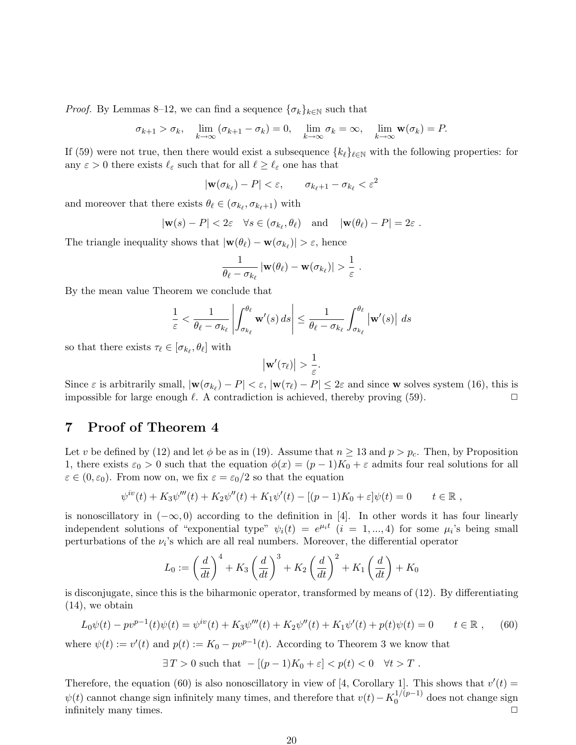*Proof.* By Lemmas 8–12, we can find a sequence $\{\sigma_k\}_{k\in\mathbb{N}}$ such that

$$\sigma_{k+1} > \sigma_k, \quad \lim_{k\to\infty} (\sigma_{k+1} - \sigma_k) = 0, \quad \lim_{k\to\infty} \sigma_k = \infty, \quad \lim_{k\to\infty} \mathbf{w}(\sigma_k) = P.$$

If (59) were not true, then there would exist a subsequence $\{k_\ell\}_{\ell\in\mathbb{N}}$ with the following properties: for any $\varepsilon > 0$ there exists $\ell_\varepsilon$ such that for all $\ell \geq \ell_\varepsilon$ one has that

$$|\mathbf{w}(\sigma_{k_\ell}) - P| < \varepsilon, \qquad \sigma_{k_\ell+1} - \sigma_{k_\ell} < \varepsilon^2$$

and moreover that there exists $\theta_\ell \in (\sigma_{k_\ell}, \sigma_{k_\ell+1})$ with

$$|\mathbf{w}(s) - P| < 2\varepsilon \quad \forall s \in (\sigma_{k_\ell}, \theta_\ell) \quad \text{and} \quad |\mathbf{w}(\theta_\ell) - P| = 2\varepsilon \ .$$

The triangle inequality shows that $|\mathbf{w}(\theta_\ell) - \mathbf{w}(\sigma_{k_\ell})| > \varepsilon$, hence

$$\frac{1}{\theta_\ell - \sigma_{k_\ell}} |\mathbf{w}(\theta_\ell) - \mathbf{w}(\sigma_{k_\ell})| > \frac{1}{\varepsilon} \ .$$

By the mean value Theorem we conclude that

$$\frac{1}{\varepsilon} < \frac{1}{\theta_\ell - \sigma_{k_\ell}} \left| \int_{\sigma_{k_\ell}}^{\theta_\ell} \mathbf{w}'(s)\, ds \right| \leq \frac{1}{\theta_\ell - \sigma_{k_\ell}} \int_{\sigma_{k_\ell}}^{\theta_\ell} |\mathbf{w}'(s)|\, ds$$

so that there exists $\tau_\ell \in [\sigma_{k_\ell}, \theta_\ell]$ with

$$|\mathbf{w}'(\tau_\ell)| > \frac{1}{\varepsilon}.$$

Since $\varepsilon$ is arbitrarily small, $|\mathbf{w}(\sigma_{k_\ell}) - P| < \varepsilon$, $|\mathbf{w}(\tau_\ell) - P| \leq 2\varepsilon$ and since $\mathbf{w}$ solves system (16), this is impossible for large enough $\ell$. A contradiction is achieved, thereby proving (59). $\square$

## 7 Proof of Theorem 4

Let $v$ be defined by (12) and let $\phi$ be as in (19). Assume that $n \geq 13$ and $p > p_c$. Then, by Proposition 1, there exists $\varepsilon_0 > 0$ such that the equation $\phi(x) = (p-1)K_0 + \varepsilon$ admits four real solutions for all $\varepsilon \in (0, \varepsilon_0)$. From now on, we fix $\varepsilon = \varepsilon_0/2$ so that the equation

$$\psi^{iv}(t) + K_3\psi'''(t) + K_2\psi''(t) + K_1\psi'(t) - [(p-1)K_0 + \varepsilon]\psi(t) = 0 \qquad t \in \mathbb{R} \ ,$$

is nonoscillatory in $(-\infty, 0)$ according to the definition in [4]. In other words it has four linearly independent solutions of "exponential type" $\psi_i(t) = e^{\mu_i t}$ $(i = 1, ..., 4)$ for some $\mu_i$'s being small perturbations of the $\nu_i$'s which are all real numbers. Moreover, the differential operator

$$L_0 := \left(\frac{d}{dt}\right)^4 + K_3 \left(\frac{d}{dt}\right)^3 + K_2 \left(\frac{d}{dt}\right)^2 + K_1 \left(\frac{d}{dt}\right) + K_0$$

is disconjugate, since this is the biharmonic operator, transformed by means of (12). By differentiating (14), we obtain

$$L_0\psi(t) - pv^{p-1}(t)\psi(t) = \psi^{iv}(t) + K_3\psi'''(t) + K_2\psi''(t) + K_1\psi'(t) + p(t)\psi(t) = 0 \qquad t \in \mathbb{R} \ , \qquad (60)$$

where $\psi(t) := v'(t)$ and $p(t) := K_0 - pv^{p-1}(t)$. According to Theorem 3 we know that

$$\exists T > 0 \text{ such that } -[(p-1)K_0 + \varepsilon] < p(t) < 0 \quad \forall t > T \ .$$

Therefore, the equation (60) is also nonoscillatory in view of [4, Corollary 1]. This shows that $v'(t) = \psi(t)$ cannot change sign infinitely many times, and therefore that $v(t) - K_0^{1/(p-1)}$ does not change sign infinitely many times. $\square$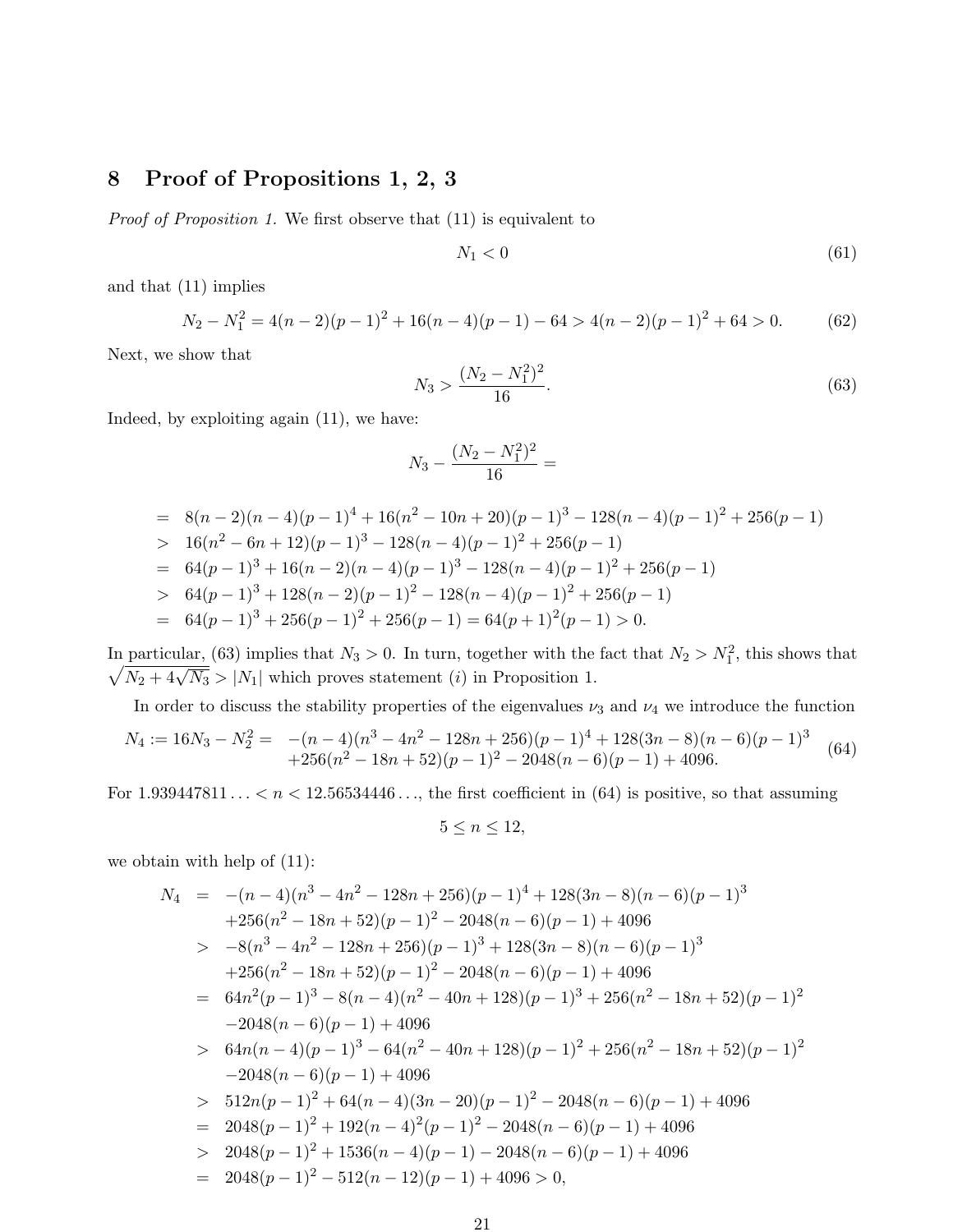## 8 Proof of Propositions 1, 2, 3

*Proof of Proposition 1.* We first observe that (11) is equivalent to

$$N_1 < 0 \tag{61}$$

and that (11) implies

$$N_2 - N_1^2 = 4(n-2)(p-1)^2 + 16(n-4)(p-1) - 64 > 4(n-2)(p-1)^2 + 64 > 0. \tag{62}$$

Next, we show that

$$N_3 > \frac{(N_2 - N_1^2)^2}{16}. \tag{63}$$

Indeed, by exploiting again (11), we have:

$$N_3 - \frac{(N_2 - N_1^2)^2}{16} =$$

$$\begin{aligned}
&= 8(n-2)(n-4)(p-1)^4 + 16(n^2 - 10n + 20)(p-1)^3 - 128(n-4)(p-1)^2 + 256(p-1) \\
&> 16(n^2 - 6n + 12)(p-1)^3 - 128(n-4)(p-1)^2 + 256(p-1) \\
&= 64(p-1)^3 + 16(n-2)(n-4)(p-1)^3 - 128(n-4)(p-1)^2 + 256(p-1) \\
&> 64(p-1)^3 + 128(n-2)(p-1)^2 - 128(n-4)(p-1)^2 + 256(p-1) \\
&= 64(p-1)^3 + 256(p-1)^2 + 256(p-1) = 64(p+1)^2(p-1) > 0.
\end{aligned}$$

In particular, (63) implies that $N_3 > 0$. In turn, together with the fact that $N_2 > N_1^2$, this shows that $\sqrt{N_2 + 4\sqrt{N_3}} > |N_1|$ which proves statement $(i)$ in Proposition 1.

In order to discuss the stability properties of the eigenvalues $\nu_3$ and $\nu_4$ we introduce the function

$$\begin{aligned}
N_4 := 16N_3 - N_2^2 = \; & -(n-4)(n^3 - 4n^2 - 128n + 256)(p-1)^4 + 128(3n-8)(n-6)(p-1)^3 \\
& +256(n^2 - 18n + 52)(p-1)^2 - 2048(n-6)(p-1) + 4096.
\end{aligned} \tag{64}$$

For $1.939447811\ldots < n < 12.56534446\ldots$, the first coefficient in (64) is positive, so that assuming

$$5 \le n \le 12,$$

we obtain with help of (11):

$$\begin{aligned}
N_4 &= -(n-4)(n^3 - 4n^2 - 128n + 256)(p-1)^4 + 128(3n-8)(n-6)(p-1)^3 \\
&\quad +256(n^2 - 18n + 52)(p-1)^2 - 2048(n-6)(p-1) + 4096 \\
&> -8(n^3 - 4n^2 - 128n + 256)(p-1)^3 + 128(3n-8)(n-6)(p-1)^3 \\
&\quad +256(n^2 - 18n + 52)(p-1)^2 - 2048(n-6)(p-1) + 4096 \\
&= 64n^2(p-1)^3 - 8(n-4)(n^2 - 40n + 128)(p-1)^3 + 256(n^2 - 18n + 52)(p-1)^2 \\
&\quad -2048(n-6)(p-1) + 4096 \\
&> 64n(n-4)(p-1)^3 - 64(n^2 - 40n + 128)(p-1)^2 + 256(n^2 - 18n + 52)(p-1)^2 \\
&\quad -2048(n-6)(p-1) + 4096 \\
&> 512n(p-1)^2 + 64(n-4)(3n-20)(p-1)^2 - 2048(n-6)(p-1) + 4096 \\
&= 2048(p-1)^2 + 192(n-4)^2(p-1)^2 - 2048(n-6)(p-1) + 4096 \\
&> 2048(p-1)^2 + 1536(n-4)(p-1) - 2048(n-6)(p-1) + 4096 \\
&= 2048(p-1)^2 - 512(n-12)(p-1) + 4096 > 0,
\end{aligned}$$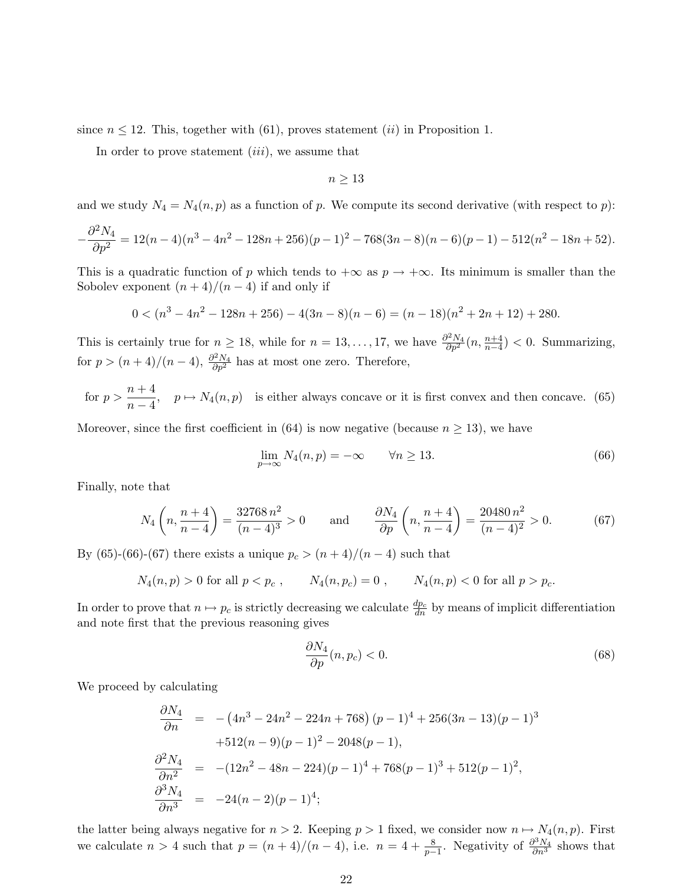since $n \leq 12$. This, together with (61), proves statement $(ii)$ in Proposition 1.

In order to prove statement $(iii)$, we assume that

$$n \geq 13$$

and we study $N_4 = N_4(n, p)$ as a function of $p$. We compute its second derivative (with respect to $p$):

$$-\frac{\partial^2 N_4}{\partial p^2} = 12(n-4)(n^3 - 4n^2 - 128n + 256)(p-1)^2 - 768(3n-8)(n-6)(p-1) - 512(n^2 - 18n + 52).$$

This is a quadratic function of $p$ which tends to $+\infty$ as $p \to +\infty$. Its minimum is smaller than the Sobolev exponent $(n+4)/(n-4)$ if and only if

$$0 < (n^3 - 4n^2 - 128n + 256) - 4(3n-8)(n-6) = (n-18)(n^2 + 2n + 12) + 280.$$

This is certainly true for $n \geq 18$, while for $n = 13, \ldots, 17$, we have $\frac{\partial^2 N_4}{\partial p^2}(n, \frac{n+4}{n-4}) < 0$. Summarizing, for $p > (n+4)/(n-4)$, $\frac{\partial^2 N_4}{\partial p^2}$ has at most one zero. Therefore,

$$\text{for } p > \frac{n+4}{n-4}, \quad p \mapsto N_4(n,p) \quad \text{is either always concave or it is first convex and then concave.} \tag{65}$$

Moreover, since the first coefficient in (64) is now negative (because $n \geq 13$), we have

$$\lim_{p \to \infty} N_4(n, p) = -\infty \qquad \forall n \geq 13. \tag{66}$$

Finally, note that

$$N_4\left(n, \frac{n+4}{n-4}\right) = \frac{32768\, n^2}{(n-4)^3} > 0 \qquad \text{and} \qquad \frac{\partial N_4}{\partial p}\left(n, \frac{n+4}{n-4}\right) = \frac{20480\, n^2}{(n-4)^2} > 0. \tag{67}$$

By (65)-(66)-(67) there exists a unique $p_c > (n+4)/(n-4)$ such that

$$N_4(n,p) > 0 \text{ for all } p < p_c\,, \qquad N_4(n, p_c) = 0\,, \qquad N_4(n,p) < 0 \text{ for all } p > p_c.$$

In order to prove that $n \mapsto p_c$ is strictly decreasing we calculate $\frac{dp_c}{dn}$ by means of implicit differentiation and note first that the previous reasoning gives

$$\frac{\partial N_4}{\partial p}(n, p_c) < 0. \tag{68}$$

We proceed by calculating

$$\begin{aligned}
\frac{\partial N_4}{\partial n} &= -\left(4n^3 - 24n^2 - 224n + 768\right)(p-1)^4 + 256(3n-13)(p-1)^3 \\
&\quad + 512(n-9)(p-1)^2 - 2048(p-1), \\
\frac{\partial^2 N_4}{\partial n^2} &= -(12n^2 - 48n - 224)(p-1)^4 + 768(p-1)^3 + 512(p-1)^2, \\
\frac{\partial^3 N_4}{\partial n^3} &= -24(n-2)(p-1)^4;
\end{aligned}$$

the latter being always negative for $n > 2$. Keeping $p > 1$ fixed, we consider now $n \mapsto N_4(n,p)$. First we calculate $n > 4$ such that $p = (n+4)/(n-4)$, i.e. $n = 4 + \frac{8}{p-1}$. Negativity of $\frac{\partial^3 N_4}{\partial n^3}$ shows that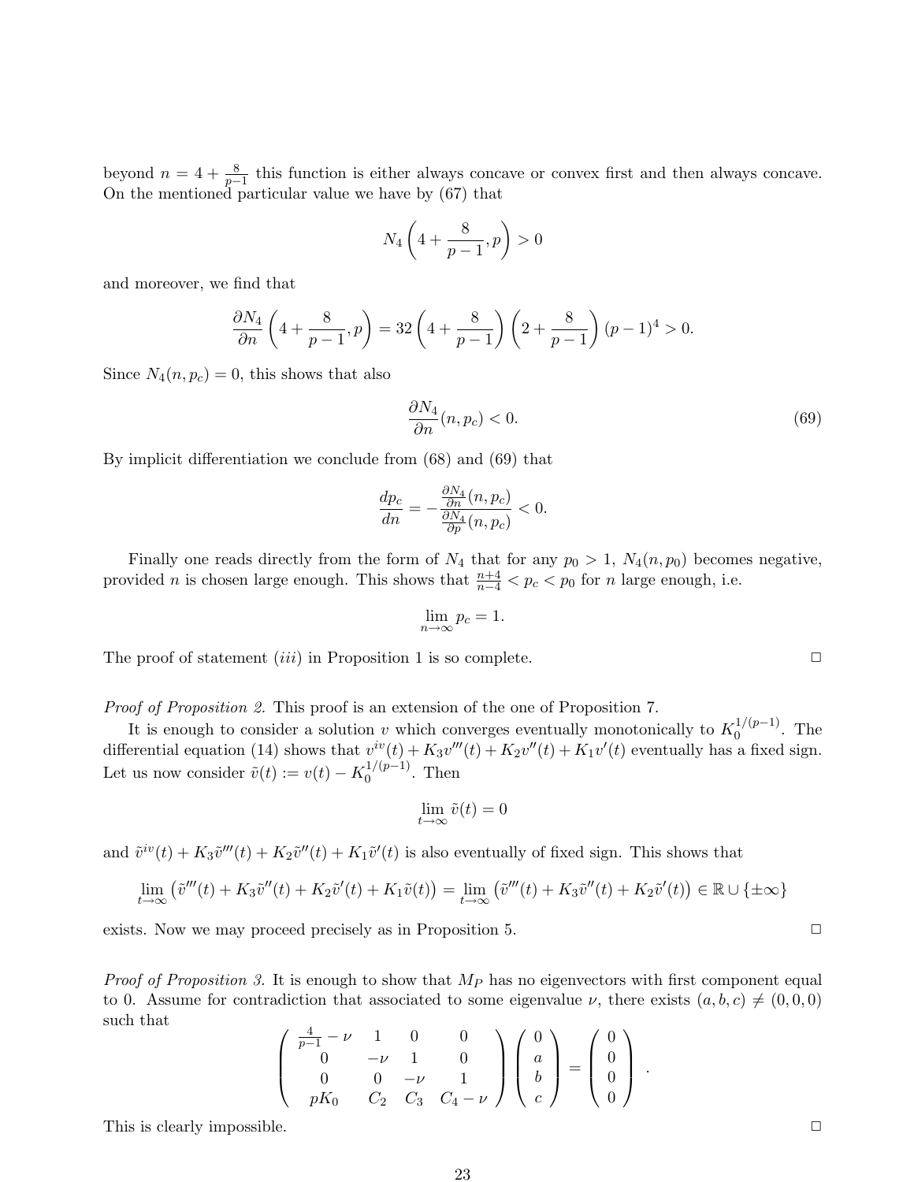beyond $n = 4 + \frac{8}{p-1}$ this function is either always concave or convex first and then always concave. On the mentioned particular value we have by (67) that

$$N_4\left(4 + \frac{8}{p-1}, p\right) > 0$$

and moreover, we find that

$$\frac{\partial N_4}{\partial n}\left(4 + \frac{8}{p-1}, p\right) = 32\left(4 + \frac{8}{p-1}\right)\left(2 + \frac{8}{p-1}\right)(p-1)^4 > 0.$$

Since $N_4(n, p_c) = 0$, this shows that also

$$\frac{\partial N_4}{\partial n}(n, p_c) < 0. \tag{69}$$

By implicit differentiation we conclude from (68) and (69) that

$$\frac{dp_c}{dn} = -\frac{\frac{\partial N_4}{\partial n}(n, p_c)}{\frac{\partial N_4}{\partial p}(n, p_c)} < 0.$$

Finally one reads directly from the form of $N_4$ that for any $p_0 > 1$, $N_4(n, p_0)$ becomes negative, provided $n$ is chosen large enough. This shows that $\frac{n+4}{n-4} < p_c < p_0$ for $n$ large enough, i.e.

$$\lim_{n\to\infty} p_c = 1.$$

The proof of statement $(iii)$ in Proposition 1 is so complete. □

*Proof of Proposition 2.* This proof is an extension of the one of Proposition 7.

It is enough to consider a solution $v$ which converges eventually monotonically to $K_0^{1/(p-1)}$. The differential equation (14) shows that $v^{iv}(t) + K_3 v'''(t) + K_2 v''(t) + K_1 v'(t)$ eventually has a fixed sign. Let us now consider $\tilde{v}(t) := v(t) - K_0^{1/(p-1)}$. Then

$$\lim_{t\to\infty} \tilde{v}(t) = 0$$

and $\tilde{v}^{iv}(t) + K_3\tilde{v}'''(t) + K_2\tilde{v}''(t) + K_1\tilde{v}'(t)$ is also eventually of fixed sign. This shows that

$$\lim_{t\to\infty}\left(\tilde{v}'''(t) + K_3\tilde{v}''(t) + K_2\tilde{v}'(t) + K_1\tilde{v}(t)\right) = \lim_{t\to\infty}\left(\tilde{v}'''(t) + K_3\tilde{v}''(t) + K_2\tilde{v}'(t)\right) \in \mathbb{R}\cup\{\pm\infty\}$$

exists. Now we may proceed precisely as in Proposition 5. □

*Proof of Proposition 3.* It is enough to show that $M_P$ has no eigenvectors with first component equal to 0. Assume for contradiction that associated to some eigenvalue $\nu$, there exists $(a, b, c) \neq (0, 0, 0)$ such that

$$\begin{pmatrix} \frac{4}{p-1} - \nu & 1 & 0 & 0 \\ 0 & -\nu & 1 & 0 \\ 0 & 0 & -\nu & 1 \\ pK_0 & C_2 & C_3 & C_4 - \nu \end{pmatrix} \begin{pmatrix} 0 \\ a \\ b \\ c \end{pmatrix} = \begin{pmatrix} 0 \\ 0 \\ 0 \\ 0 \end{pmatrix}.$$

This is clearly impossible. □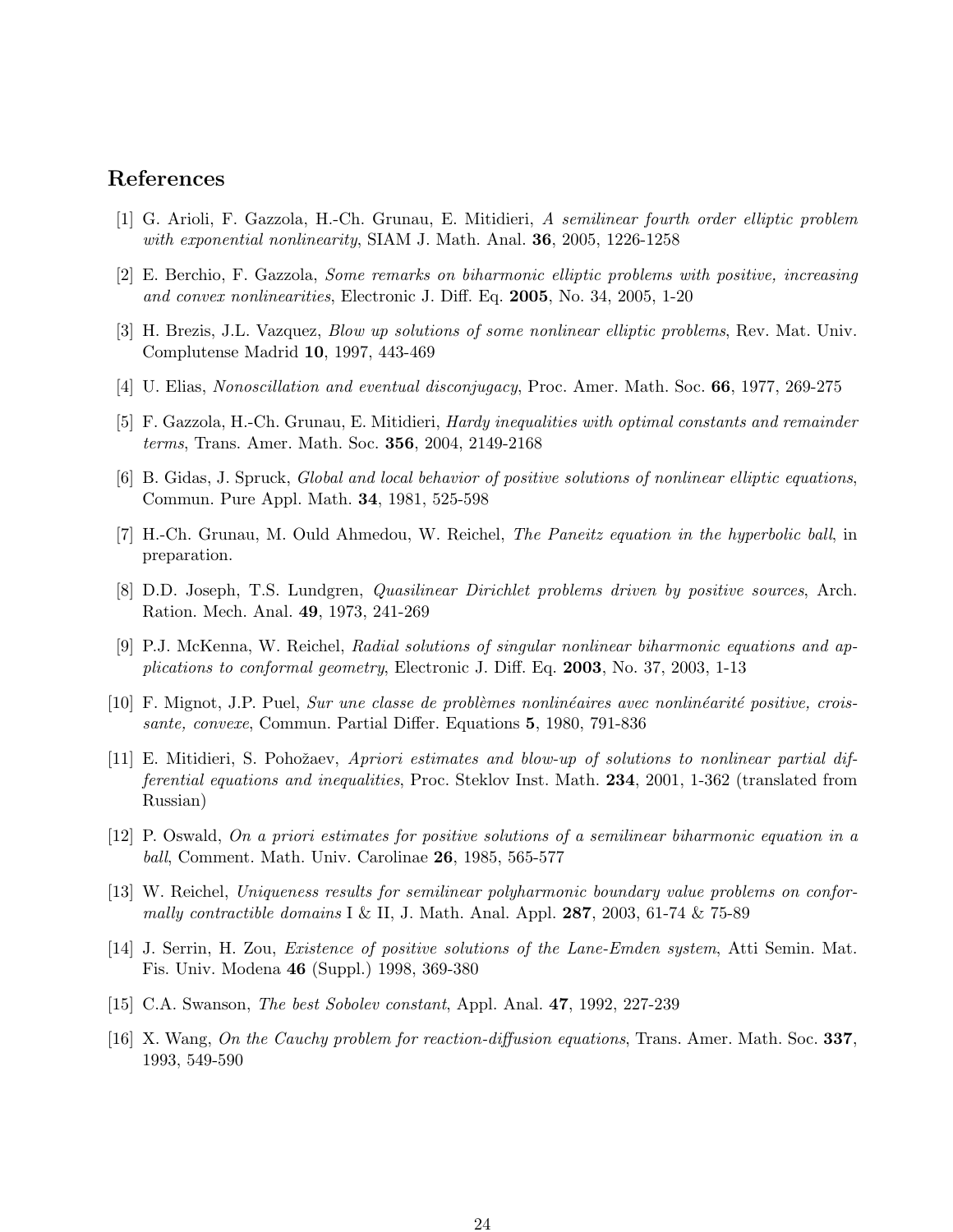## References

[1] G. Arioli, F. Gazzola, H.-Ch. Grunau, E. Mitidieri, *A semilinear fourth order elliptic problem with exponential nonlinearity*, SIAM J. Math. Anal. **36**, 2005, 1226-1258

[2] E. Berchio, F. Gazzola, *Some remarks on biharmonic elliptic problems with positive, increasing and convex nonlinearities*, Electronic J. Diff. Eq. **2005**, No. 34, 2005, 1-20

[3] H. Brezis, J.L. Vazquez, *Blow up solutions of some nonlinear elliptic problems*, Rev. Mat. Univ. Complutense Madrid **10**, 1997, 443-469

[4] U. Elias, *Nonoscillation and eventual disconjugacy*, Proc. Amer. Math. Soc. **66**, 1977, 269-275

[5] F. Gazzola, H.-Ch. Grunau, E. Mitidieri, *Hardy inequalities with optimal constants and remainder terms*, Trans. Amer. Math. Soc. **356**, 2004, 2149-2168

[6] B. Gidas, J. Spruck, *Global and local behavior of positive solutions of nonlinear elliptic equations*, Commun. Pure Appl. Math. **34**, 1981, 525-598

[7] H.-Ch. Grunau, M. Ould Ahmedou, W. Reichel, *The Paneitz equation in the hyperbolic ball*, in preparation.

[8] D.D. Joseph, T.S. Lundgren, *Quasilinear Dirichlet problems driven by positive sources*, Arch. Ration. Mech. Anal. **49**, 1973, 241-269

[9] P.J. McKenna, W. Reichel, *Radial solutions of singular nonlinear biharmonic equations and applications to conformal geometry*, Electronic J. Diff. Eq. **2003**, No. 37, 2003, 1-13

[10] F. Mignot, J.P. Puel, *Sur une classe de problèmes nonlinéaires avec nonlinéarité positive, croissante, convexe*, Commun. Partial Differ. Equations **5**, 1980, 791-836

[11] E. Mitidieri, S. Pohožaev, *Apriori estimates and blow-up of solutions to nonlinear partial differential equations and inequalities*, Proc. Steklov Inst. Math. **234**, 2001, 1-362 (translated from Russian)

[12] P. Oswald, *On a priori estimates for positive solutions of a semilinear biharmonic equation in a ball*, Comment. Math. Univ. Carolinae **26**, 1985, 565-577

[13] W. Reichel, *Uniqueness results for semilinear polyharmonic boundary value problems on conformally contractible domains* I & II, J. Math. Anal. Appl. **287**, 2003, 61-74 & 75-89

[14] J. Serrin, H. Zou, *Existence of positive solutions of the Lane-Emden system*, Atti Semin. Mat. Fis. Univ. Modena **46** (Suppl.) 1998, 369-380

[15] C.A. Swanson, *The best Sobolev constant*, Appl. Anal. **47**, 1992, 227-239

[16] X. Wang, *On the Cauchy problem for reaction-diffusion equations*, Trans. Amer. Math. Soc. **337**, 1993, 549-590